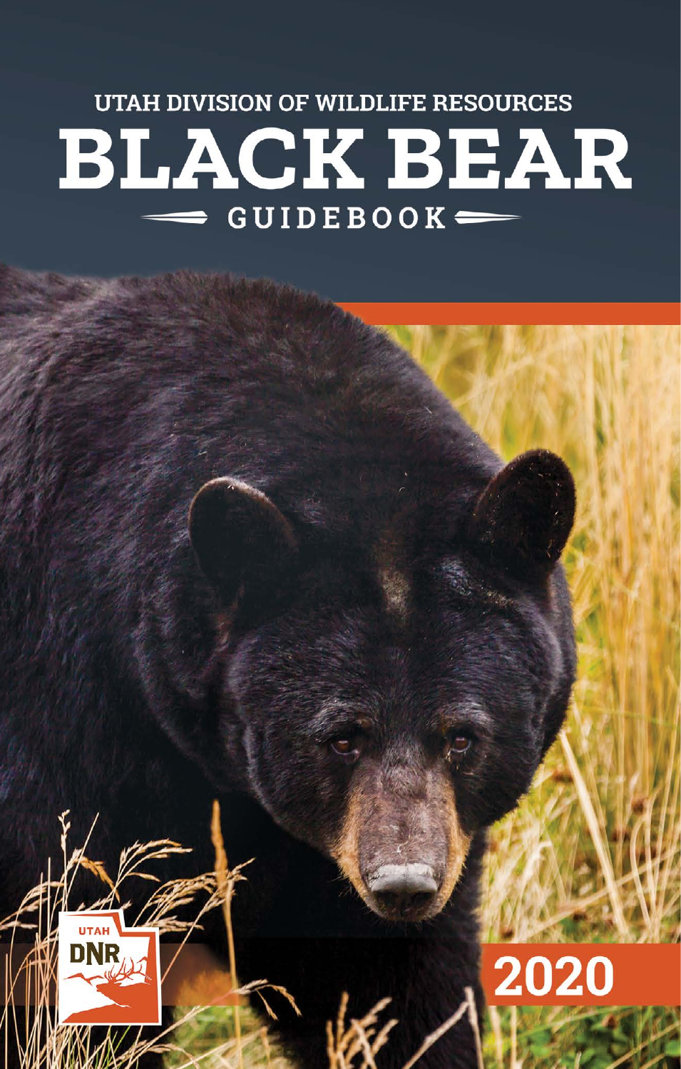UTAH DIVISION OF WILDLIFE RESOURCES

# BLACK BEAR

## GUIDEBOOK

UTAH DNR

2020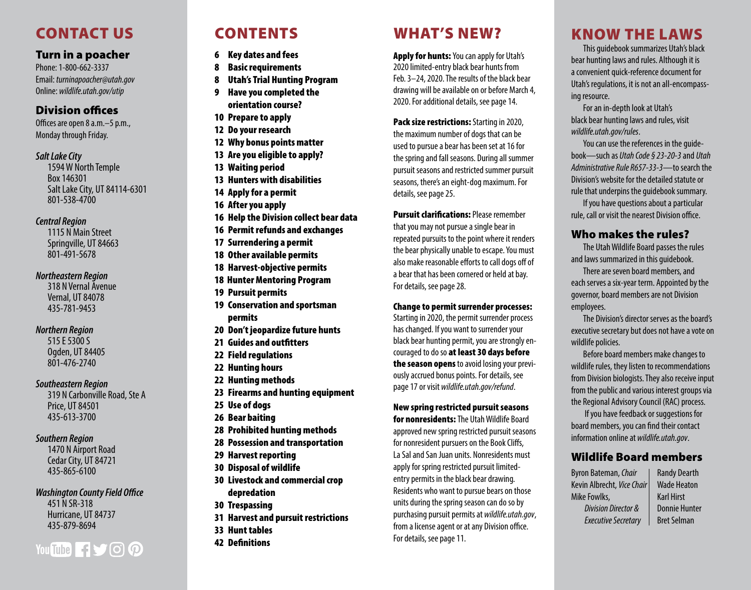# CONTACT US

## Turn in a poacher

Phone: 1-800-662-3337
Email: *turninapoacher@utah.gov*
Online: *wildlife.utah.gov/utip*

## Division offices

Offices are open 8 a.m.–5 p.m., Monday through Friday.

*Salt Lake City*
1594 W North Temple
Box 146301
Salt Lake City, UT 84114-6301
801-538-4700

*Central Region*
1115 N Main Street
Springville, UT 84663
801-491-5678

*Northeastern Region*
318 N Vernal Avenue
Vernal, UT 84078
435-781-9453

*Northern Region*
515 E 5300 S
Ogden, UT 84405
801-476-2740

*Southeastern Region*
319 N Carbonville Road, Ste A
Price, UT 84501
435-613-3700

*Southern Region*
1470 N Airport Road
Cedar City, UT 84721
435-865-6100

*Washington County Field Office*
451 N SR-318
Hurricane, UT 84737
435-879-8694

# CONTENTS

- **6 Key dates and fees**
- **8 Basic requirements**
- **8 Utah's Trial Hunting Program**
- **9 Have you completed the orientation course?**
- **10 Prepare to apply**
- **12 Do your research**
- **12 Why bonus points matter**
- **13 Are you eligible to apply?**
- **13 Waiting period**
- **13 Hunters with disabilities**
- **14 Apply for a permit**
- **16 After you apply**
- **16 Help the Division collect bear data**
- **16 Permit refunds and exchanges**
- **17 Surrendering a permit**
- **18 Other available permits**
- **18 Harvest-objective permits**
- **18 Hunter Mentoring Program**
- **19 Pursuit permits**
- **19 Conservation and sportsman permits**
- **20 Don't jeopardize future hunts**
- **21 Guides and outfitters**
- **22 Field regulations**
- **22 Hunting hours**
- **22 Hunting methods**
- **23 Firearms and hunting equipment**
- **25 Use of dogs**
- **26 Bear baiting**
- **28 Prohibited hunting methods**
- **28 Possession and transportation**
- **29 Harvest reporting**
- **30 Disposal of wildlife**
- **30 Livestock and commercial crop depredation**
- **30 Trespassing**
- **31 Harvest and pursuit restrictions**
- **33 Hunt tables**
- **42 Definitions**

# WHAT'S NEW?

**Apply for hunts:** You can apply for Utah's 2020 limited-entry black bear hunts from Feb. 3–24, 2020. The results of the black bear drawing will be available on or before March 4, 2020. For additional details, see page 14.

**Pack size restrictions:** Starting in 2020, the maximum number of dogs that can be used to pursue a bear has been set at 16 for the spring and fall seasons. During all summer pursuit seasons and restricted summer pursuit seasons, there's an eight-dog maximum. For details, see page 25.

**Pursuit clarifications:** Please remember that you may not pursue a single bear in repeated pursuits to the point where it renders the bear physically unable to escape. You must also make reasonable efforts to call dogs off of a bear that has been cornered or held at bay. For details, see page 28.

**Change to permit surrender processes:** Starting in 2020, the permit surrender process has changed. If you want to surrender your black bear hunting permit, you are strongly encouraged to do so **at least 30 days before the season opens** to avoid losing your previously accrued bonus points. For details, see page 17 or visit *wildlife.utah.gov/refund*.

**New spring restricted pursuit seasons for nonresidents:** The Utah Wildlife Board approved new spring restricted pursuit seasons for nonresident pursuers on the Book Cliffs, La Sal and San Juan units. Nonresidents must apply for spring restricted pursuit limited-entry permits in the black bear drawing. Residents who want to pursue bears on those units during the spring season can do so by purchasing pursuit permits at *wildlife.utah.gov*, from a license agent or at any Division office. For details, see page 11.

# KNOW THE LAWS

This guidebook summarizes Utah's black bear hunting laws and rules. Although it is a convenient quick-reference document for Utah's regulations, it is not an all-encompassing resource.

For an in-depth look at Utah's black bear hunting laws and rules, visit *wildlife.utah.gov/rules*.

You can use the references in the guidebook—such as *Utah Code § 23-20-3* and *Utah Administrative Rule R657-33-3*—to search the Division's website for the detailed statute or rule that underpins the guidebook summary.

If you have questions about a particular rule, call or visit the nearest Division office.

## Who makes the rules?

The Utah Wildlife Board passes the rules and laws summarized in this guidebook.

There are seven board members, and each serves a six-year term. Appointed by the governor, board members are not Division employees.

The Division's director serves as the board's executive secretary but does not have a vote on wildlife policies.

Before board members make changes to wildlife rules, they listen to recommendations from Division biologists. They also receive input from the public and various interest groups via the Regional Advisory Council (RAC) process.

If you have feedback or suggestions for board members, you can find their contact information online at *wildlife.utah.gov*.

## Wildlife Board members

- Byron Bateman, *Chair*
- Kevin Albrecht, *Vice Chair*
- Mike Fowlks, *Division Director & Executive Secretary*
- Randy Dearth
- Wade Heaton
- Karl Hirst
- Donnie Hunter
- Bret Selman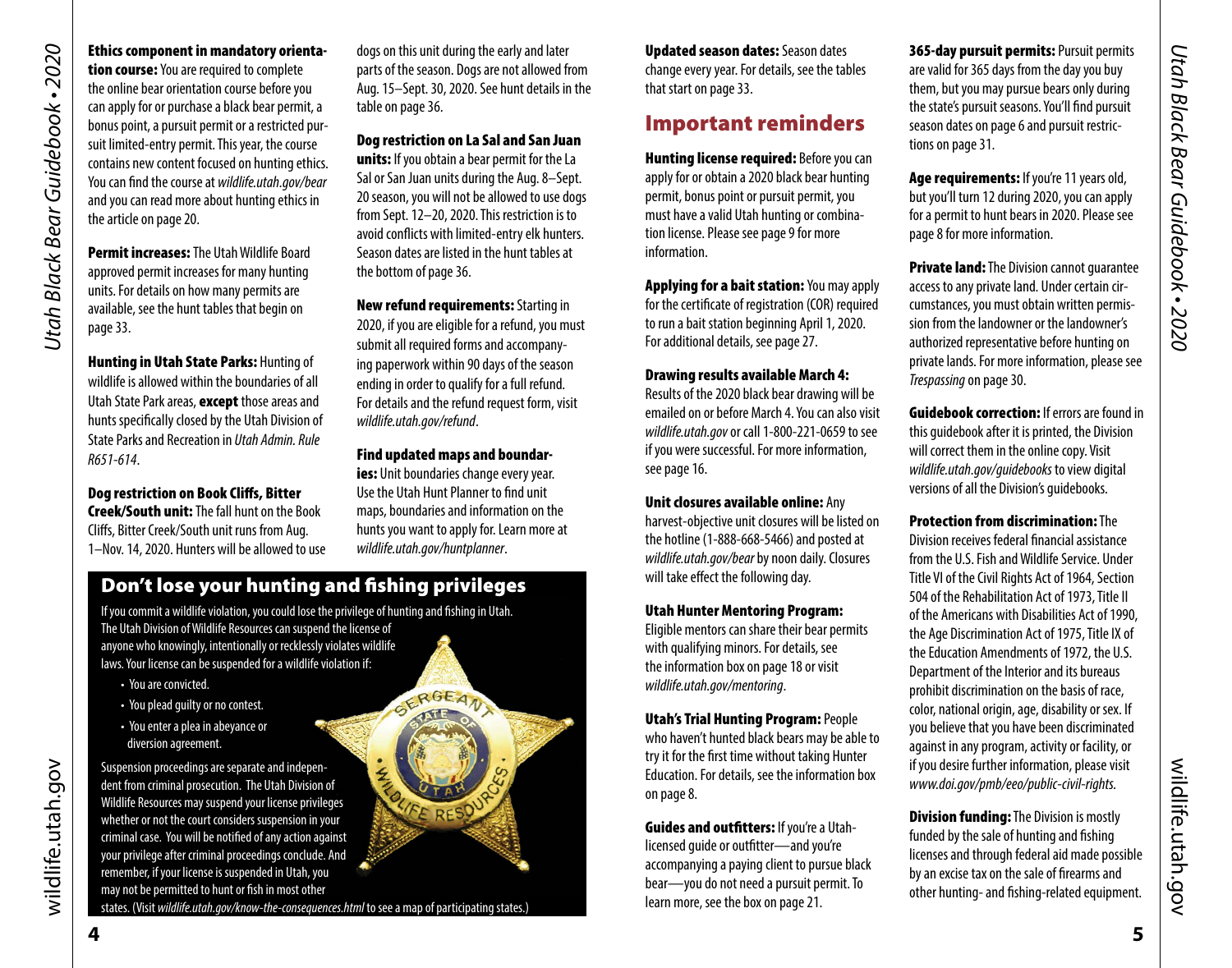**Ethics component in mandatory orientation course:** You are required to complete the online bear orientation course before you can apply for or purchase a black bear permit, a bonus point, a pursuit permit or a restricted pursuit limited-entry permit. This year, the course contains new content focused on hunting ethics. You can find the course at *wildlife.utah.gov/bear* and you can read more about hunting ethics in the article on page 20.

**Permit increases:** The Utah Wildlife Board approved permit increases for many hunting units. For details on how many permits are available, see the hunt tables that begin on page 33.

**Hunting in Utah State Parks:** Hunting of wildlife is allowed within the boundaries of all Utah State Park areas, **except** those areas and hunts specifically closed by the Utah Division of State Parks and Recreation in *Utah Admin. Rule R651-614*.

**Dog restriction on Book Cliffs, Bitter Creek/South unit:** The fall hunt on the Book Cliffs, Bitter Creek/South unit runs from Aug. 1–Nov. 14, 2020. Hunters will be allowed to use dogs on this unit during the early and later parts of the season. Dogs are not allowed from Aug. 15–Sept. 30, 2020. See hunt details in the table on page 36.

**Dog restriction on La Sal and San Juan units:** If you obtain a bear permit for the La Sal or San Juan units during the Aug. 8–Sept. 20 season, you will not be allowed to use dogs from Sept. 12–20, 2020. This restriction is to avoid conflicts with limited-entry elk hunters. Season dates are listed in the hunt tables at the bottom of page 36.

**New refund requirements:** Starting in 2020, if you are eligible for a refund, you must submit all required forms and accompanying paperwork within 90 days of the season ending in order to qualify for a full refund. For details and the refund request form, visit *wildlife.utah.gov/refund*.

**Find updated maps and boundaries:** Unit boundaries change every year. Use the Utah Hunt Planner to find unit maps, boundaries and information on the hunts you want to apply for. Learn more at *wildlife.utah.gov/huntplanner*.

## Don't lose your hunting and fishing privileges

If you commit a wildlife violation, you could lose the privilege of hunting and fishing in Utah. The Utah Division of Wildlife Resources can suspend the license of anyone who knowingly, intentionally or recklessly violates wildlife laws. Your license can be suspended for a wildlife violation if:

- You are convicted.
- You plead guilty or no contest.
- You enter a plea in abeyance or diversion agreement.

Suspension proceedings are separate and independent from criminal prosecution. The Utah Division of Wildlife Resources may suspend your license privileges whether or not the court considers suspension in your criminal case. You will be notified of any action against your privilege after criminal proceedings conclude. And remember, if your license is suspended in Utah, you may not be permitted to hunt or fish in most other states. (Visit *wildlife.utah.gov/know-the-consequences.html* to see a map of participating states.)

**Updated season dates:** Season dates change every year. For details, see the tables that start on page 33.

## Important reminders

**Hunting license required:** Before you can apply for or obtain a 2020 black bear hunting permit, bonus point or pursuit permit, you must have a valid Utah hunting or combination license. Please see page 9 for more information.

**Applying for a bait station:** You may apply for the certificate of registration (COR) required to run a bait station beginning April 1, 2020. For additional details, see page 27.

**Drawing results available March 4:** Results of the 2020 black bear drawing will be emailed on or before March 4. You can also visit *wildlife.utah.gov* or call 1-800-221-0659 to see if you were successful. For more information, see page 16.

**Unit closures available online:** Any harvest-objective unit closures will be listed on the hotline (1-888-668-5466) and posted at *wildlife.utah.gov/bear* by noon daily. Closures will take effect the following day.

**Utah Hunter Mentoring Program:** Eligible mentors can share their bear permits with qualifying minors. For details, see the information box on page 18 or visit *wildlife.utah.gov/mentoring*.

**Utah's Trial Hunting Program:** People who haven't hunted black bears may be able to try it for the first time without taking Hunter Education. For details, see the information box on page 8.

**Guides and outfitters:** If you're a Utah-licensed guide or outfitter—and you're accompanying a paying client to pursue black bear—you do not need a pursuit permit. To learn more, see the box on page 21.

**365-day pursuit permits:** Pursuit permits are valid for 365 days from the day you buy them, but you may pursue bears only during the state's pursuit seasons. You'll find pursuit season dates on page 6 and pursuit restrictions on page 31.

**Age requirements:** If you're 11 years old, but you'll turn 12 during 2020, you can apply for a permit to hunt bears in 2020. Please see page 8 for more information.

**Private land:** The Division cannot guarantee access to any private land. Under certain circumstances, you must obtain written permission from the landowner or the landowner's authorized representative before hunting on private lands. For more information, please see *Trespassing* on page 30.

**Guidebook correction:** If errors are found in this guidebook after it is printed, the Division will correct them in the online copy. Visit *wildlife.utah.gov/guidebooks* to view digital versions of all the Division's guidebooks.

**Protection from discrimination:** The Division receives federal financial assistance from the U.S. Fish and Wildlife Service. Under Title VI of the Civil Rights Act of 1964, Section 504 of the Rehabilitation Act of 1973, Title II of the Americans with Disabilities Act of 1990, the Age Discrimination Act of 1975, Title IX of the Education Amendments of 1972, the U.S. Department of the Interior and its bureaus prohibit discrimination on the basis of race, color, national origin, age, disability or sex. If you believe that you have been discriminated against in any program, activity or facility, or if you desire further information, please visit *www.doi.gov/pmb/eeo/public-civil-rights.*

**Division funding:** The Division is mostly funded by the sale of hunting and fishing licenses and through federal aid made possible by an excise tax on the sale of firearms and other hunting- and fishing-related equipment.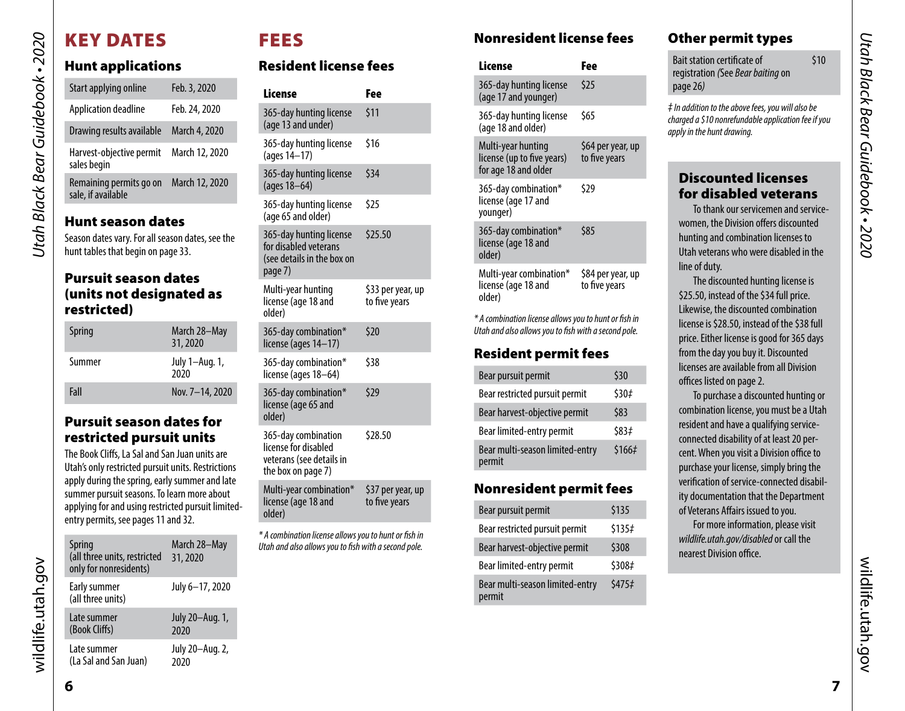# KEY DATES

## Hunt applications

| | |
|---|---|
| Start applying online | Feb. 3, 2020 |
| Application deadline | Feb. 24, 2020 |
| Drawing results available | March 4, 2020 |
| Harvest-objective permit sales begin | March 12, 2020 |
| Remaining permits go on sale, if available | March 12, 2020 |

## Hunt season dates

Season dates vary. For all season dates, see the hunt tables that begin on page 33.

## Pursuit season dates (units not designated as restricted)

| | |
|---|---|
| Spring | March 28–May 31, 2020 |
| Summer | July 1–Aug. 1, 2020 |
| Fall | Nov. 7–14, 2020 |

## Pursuit season dates for restricted pursuit units

The Book Cliffs, La Sal and San Juan units are Utah's only restricted pursuit units. Restrictions apply during the spring, early summer and late summer pursuit seasons. To learn more about applying for and using restricted pursuit limited-entry permits, see pages 11 and 32.

| | |
|---|---|
| Spring (all three units, restricted only for nonresidents) | March 28–May 31, 2020 |
| Early summer (all three units) | July 6–17, 2020 |
| Late summer (Book Cliffs) | July 20–Aug. 1, 2020 |
| Late summer (La Sal and San Juan) | July 20–Aug. 2, 2020 |

# FEES

## Resident license fees

| License | Fee |
|---|---|
| 365-day hunting license (age 13 and under) | $11 |
| 365-day hunting license (ages 14–17) | $16 |
| 365-day hunting license (ages 18–64) | $34 |
| 365-day hunting license (age 65 and older) | $25 |
| 365-day hunting license for disabled veterans (see details in the box on page 7) | $25.50 |
| Multi-year hunting license (age 18 and older) | $33 per year, up to five years |
| 365-day combination* license (ages 14–17) | $20 |
| 365-day combination* license (ages 18–64) | $38 |
| 365-day combination* license (age 65 and older) | $29 |
| 365-day combination license for disabled veterans (see details in the box on page 7) | $28.50 |
| Multi-year combination* license (age 18 and older) | $37 per year, up to five years |

*\* A combination license allows you to hunt or fish in Utah and also allows you to fish with a second pole.*

## Nonresident license fees

| License | Fee |
|---|---|
| 365-day hunting license (age 17 and younger) | $25 |
| 365-day hunting license (age 18 and older) | $65 |
| Multi-year hunting license (up to five years) for age 18 and older | $64 per year, up to five years |
| 365-day combination* license (age 17 and younger) | $29 |
| 365-day combination* license (age 18 and older) | $85 |
| Multi-year combination* license (age 18 and older) | $84 per year, up to five years |

*\* A combination license allows you to hunt or fish in Utah and also allows you to fish with a second pole.*

## Resident permit fees

| | |
|---|---|
| Bear pursuit permit | $30 |
| Bear restricted pursuit permit | $30‡ |
| Bear harvest-objective permit | $83 |
| Bear limited-entry permit | $83‡ |
| Bear multi-season limited-entry permit | $166‡ |

## Nonresident permit fees

| | |
|---|---|
| Bear pursuit permit | $135 |
| Bear restricted pursuit permit | $135‡ |
| Bear harvest-objective permit | $308 |
| Bear limited-entry permit | $308‡ |
| Bear multi-season limited-entry permit | $475‡ |

## Other permit types

| | |
|---|---|
| Bait station certificate of registration *(See Bear baiting on page 26)* | $10 |

*‡ In addition to the above fees, you will also be charged a $10 nonrefundable application fee if you apply in the hunt drawing.*

## Discounted licenses for disabled veterans

To thank our servicemen and servicewomen, the Division offers discounted hunting and combination licenses to Utah veterans who were disabled in the line of duty.

The discounted hunting license is $25.50, instead of the $34 full price. Likewise, the discounted combination license is $28.50, instead of the $38 full price. Either license is good for 365 days from the day you buy it. Discounted licenses are available from all Division offices listed on page 2.

To purchase a discounted hunting or combination license, you must be a Utah resident and have a qualifying service-connected disability of at least 20 percent. When you visit a Division office to purchase your license, simply bring the verification of service-connected disability documentation that the Department of Veterans Affairs issued to you.

For more information, please visit *wildlife.utah.gov/disabled* or call the nearest Division office.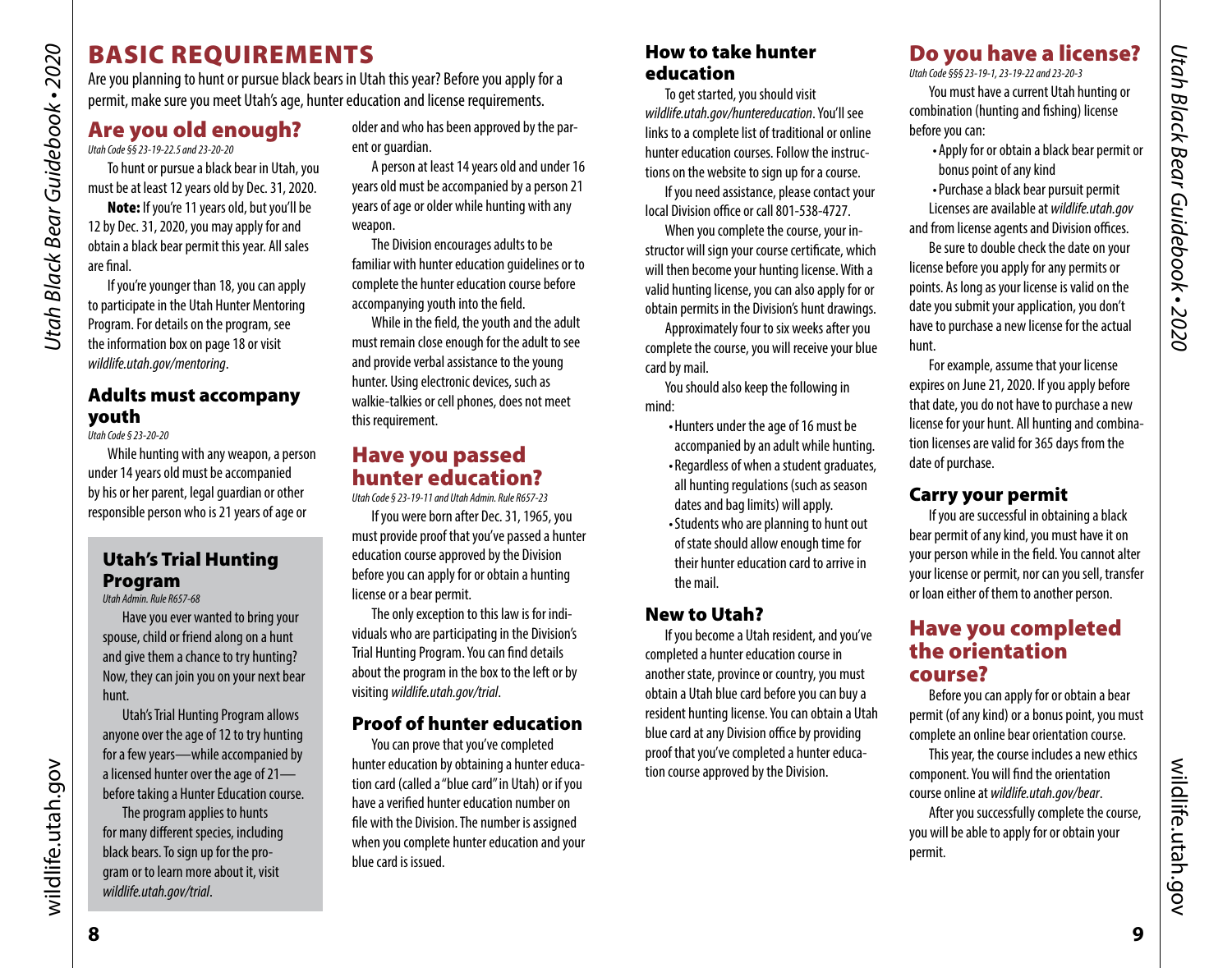# BASIC REQUIREMENTS

Are you planning to hunt or pursue black bears in Utah this year? Before you apply for a permit, make sure you meet Utah's age, hunter education and license requirements.

## Are you old enough?

*Utah Code §§ 23-19-22.5 and 23-20-20*

To hunt or pursue a black bear in Utah, you must be at least 12 years old by Dec. 31, 2020.

**Note:** If you're 11 years old, but you'll be 12 by Dec. 31, 2020, you may apply for and obtain a black bear permit this year. All sales are final.

If you're younger than 18, you can apply to participate in the Utah Hunter Mentoring Program. For details on the program, see the information box on page 18 or visit *wildlife.utah.gov/mentoring*.

### Adults must accompany youth

*Utah Code § 23-20-20*

While hunting with any weapon, a person under 14 years old must be accompanied by his or her parent, legal guardian or other responsible person who is 21 years of age or older and who has been approved by the parent or guardian.

A person at least 14 years old and under 16 years old must be accompanied by a person 21 years of age or older while hunting with any weapon.

The Division encourages adults to be familiar with hunter education guidelines or to complete the hunter education course before accompanying youth into the field.

While in the field, the youth and the adult must remain close enough for the adult to see and provide verbal assistance to the young hunter. Using electronic devices, such as walkie-talkies or cell phones, does not meet this requirement.

### Utah's Trial Hunting Program

*Utah Admin. Rule R657-68*

Have you ever wanted to bring your spouse, child or friend along on a hunt and give them a chance to try hunting? Now, they can join you on your next bear hunt.

Utah's Trial Hunting Program allows anyone over the age of 12 to try hunting for a few years—while accompanied by a licensed hunter over the age of 21—before taking a Hunter Education course.

The program applies to hunts for many different species, including black bears. To sign up for the program or to learn more about it, visit *wildlife.utah.gov/trial*.

## Have you passed hunter education?

*Utah Code § 23-19-11 and Utah Admin. Rule R657-23*

If you were born after Dec. 31, 1965, you must provide proof that you've passed a hunter education course approved by the Division before you can apply for or obtain a hunting license or a bear permit.

The only exception to this law is for individuals who are participating in the Division's Trial Hunting Program. You can find details about the program in the box to the left or by visiting *wildlife.utah.gov/trial*.

### Proof of hunter education

You can prove that you've completed hunter education by obtaining a hunter education card (called a "blue card" in Utah) or if you have a verified hunter education number on file with the Division. The number is assigned when you complete hunter education and your blue card is issued.

### How to take hunter education

To get started, you should visit *wildlife.utah.gov/huntereducation*. You'll see links to a complete list of traditional or online hunter education courses. Follow the instructions on the website to sign up for a course.

If you need assistance, please contact your local Division office or call 801-538-4727.

When you complete the course, your instructor will sign your course certificate, which will then become your hunting license. With a valid hunting license, you can also apply for or obtain permits in the Division's hunt drawings.

Approximately four to six weeks after you complete the course, you will receive your blue card by mail.

You should also keep the following in mind:

- Hunters under the age of 16 must be accompanied by an adult while hunting.
- Regardless of when a student graduates, all hunting regulations (such as season dates and bag limits) will apply.
- Students who are planning to hunt out of state should allow enough time for their hunter education card to arrive in the mail.

### New to Utah?

If you become a Utah resident, and you've completed a hunter education course in another state, province or country, you must obtain a Utah blue card before you can buy a resident hunting license. You can obtain a Utah blue card at any Division office by providing proof that you've completed a hunter education course approved by the Division.

## Do you have a license?

*Utah Code §§§ 23-19-1, 23-19-22 and 23-20-3*

You must have a current Utah hunting or combination (hunting and fishing) license before you can:

- Apply for or obtain a black bear permit or bonus point of any kind
- Purchase a black bear pursuit permit

Licenses are available at *wildlife.utah.gov* and from license agents and Division offices.

Be sure to double check the date on your license before you apply for any permits or points. As long as your license is valid on the date you submit your application, you don't have to purchase a new license for the actual hunt.

For example, assume that your license expires on June 21, 2020. If you apply before that date, you do not have to purchase a new license for your hunt. All hunting and combination licenses are valid for 365 days from the date of purchase.

### Carry your permit

If you are successful in obtaining a black bear permit of any kind, you must have it on your person while in the field. You cannot alter your license or permit, nor can you sell, transfer or loan either of them to another person.

## Have you completed the orientation course?

Before you can apply for or obtain a bear permit (of any kind) or a bonus point, you must complete an online bear orientation course.

This year, the course includes a new ethics component. You will find the orientation course online at *wildlife.utah.gov/bear*.

After you successfully complete the course, you will be able to apply for or obtain your permit.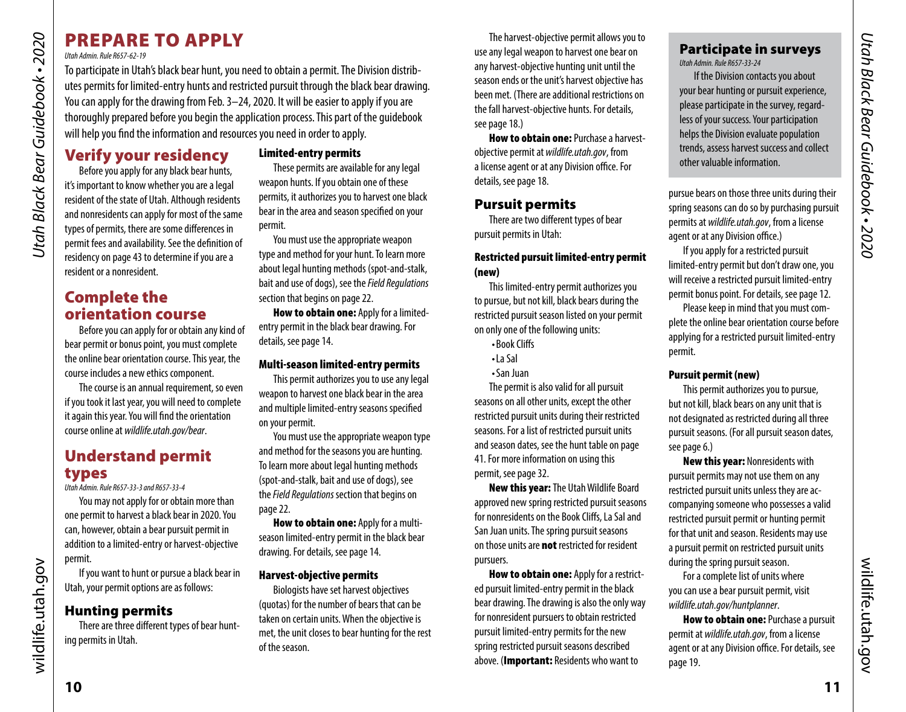# PREPARE TO APPLY

*Utah Admin. Rule R657-62-19*

To participate in Utah's black bear hunt, you need to obtain a permit. The Division distributes permits for limited-entry hunts and restricted pursuit through the black bear drawing. You can apply for the drawing from Feb. 3–24, 2020. It will be easier to apply if you are thoroughly prepared before you begin the application process. This part of the guidebook will help you find the information and resources you need in order to apply.

## Verify your residency

Before you apply for any black bear hunts, it's important to know whether you are a legal resident of the state of Utah. Although residents and nonresidents can apply for most of the same types of permits, there are some differences in permit fees and availability. See the definition of residency on page 43 to determine if you are a resident or a nonresident.

## Complete the orientation course

Before you can apply for or obtain any kind of bear permit or bonus point, you must complete the online bear orientation course. This year, the course includes a new ethics component.

The course is an annual requirement, so even if you took it last year, you will need to complete it again this year. You will find the orientation course online at *wildlife.utah.gov/bear*.

## Understand permit types

*Utah Admin. Rule R657-33-3 and R657-33-4*

You may not apply for or obtain more than one permit to harvest a black bear in 2020. You can, however, obtain a bear pursuit permit in addition to a limited-entry or harvest-objective permit.

If you want to hunt or pursue a black bear in Utah, your permit options are as follows:

### Hunting permits

There are three different types of bear hunting permits in Utah.

#### Limited-entry permits

These permits are available for any legal weapon hunts. If you obtain one of these permits, it authorizes you to harvest one black bear in the area and season specified on your permit.

You must use the appropriate weapon type and method for your hunt. To learn more about legal hunting methods (spot-and-stalk, bait and use of dogs), see the *Field Regulations* section that begins on page 22.

**How to obtain one:** Apply for a limited-entry permit in the black bear drawing. For details, see page 14.

#### Multi-season limited-entry permits

This permit authorizes you to use any legal weapon to harvest one black bear in the area and multiple limited-entry seasons specified on your permit.

You must use the appropriate weapon type and method for the seasons you are hunting. To learn more about legal hunting methods (spot-and-stalk, bait and use of dogs), see the *Field Regulations* section that begins on page 22.

**How to obtain one:** Apply for a multi-season limited-entry permit in the black bear drawing. For details, see page 14.

#### Harvest-objective permits

Biologists have set harvest objectives (quotas) for the number of bears that can be taken on certain units. When the objective is met, the unit closes to bear hunting for the rest of the season.

The harvest-objective permit allows you to use any legal weapon to harvest one bear on any harvest-objective hunting unit until the season ends or the unit's harvest objective has been met. (There are additional restrictions on the fall harvest-objective hunts. For details, see page 18.)

**How to obtain one:** Purchase a harvest-objective permit at *wildlife.utah.gov*, from a license agent or at any Division office. For details, see page 18.

### Pursuit permits

There are two different types of bear pursuit permits in Utah:

#### Restricted pursuit limited-entry permit (new)

This limited-entry permit authorizes you to pursue, but not kill, black bears during the restricted pursuit season listed on your permit on only one of the following units:

- Book Cliffs
- La Sal
- San Juan

The permit is also valid for all pursuit seasons on all other units, except the other restricted pursuit units during their restricted seasons. For a list of restricted pursuit units and season dates, see the hunt table on page 41. For more information on using this permit, see page 32.

**New this year:** The Utah Wildlife Board approved new spring restricted pursuit seasons for nonresidents on the Book Cliffs, La Sal and San Juan units. The spring pursuit seasons on those units are **not** restricted for resident pursuers.

**How to obtain one:** Apply for a restricted pursuit limited-entry permit in the black bear drawing. The drawing is also the only way for nonresident pursuers to obtain restricted pursuit limited-entry permits for the new spring restricted pursuit seasons described above. (**Important:** Residents who want to pursue bears on those three units during their spring seasons can do so by purchasing pursuit permits at *wildlife.utah.gov*, from a license agent or at any Division office.)

If you apply for a restricted pursuit limited-entry permit but don't draw one, you will receive a restricted pursuit limited-entry permit bonus point. For details, see page 12.

Please keep in mind that you must complete the online bear orientation course before applying for a restricted pursuit limited-entry permit.

#### Pursuit permit (new)

This permit authorizes you to pursue, but not kill, black bears on any unit that is not designated as restricted during all three pursuit seasons. (For all pursuit season dates, see page 6.)

**New this year:** Nonresidents with pursuit permits may not use them on any restricted pursuit units unless they are accompanying someone who possesses a valid restricted pursuit permit or hunting permit for that unit and season. Residents may use a pursuit permit on restricted pursuit units during the spring pursuit season.

For a complete list of units where you can use a bear pursuit permit, visit *wildlife.utah.gov/huntplanner*.

**How to obtain one:** Purchase a pursuit permit at *wildlife.utah.gov*, from a license agent or at any Division office. For details, see page 19.

## Participate in surveys

*Utah Admin. Rule R657-33-24*

If the Division contacts you about your bear hunting or pursuit experience, please participate in the survey, regardless of your success. Your participation helps the Division evaluate population trends, assess harvest success and collect other valuable information.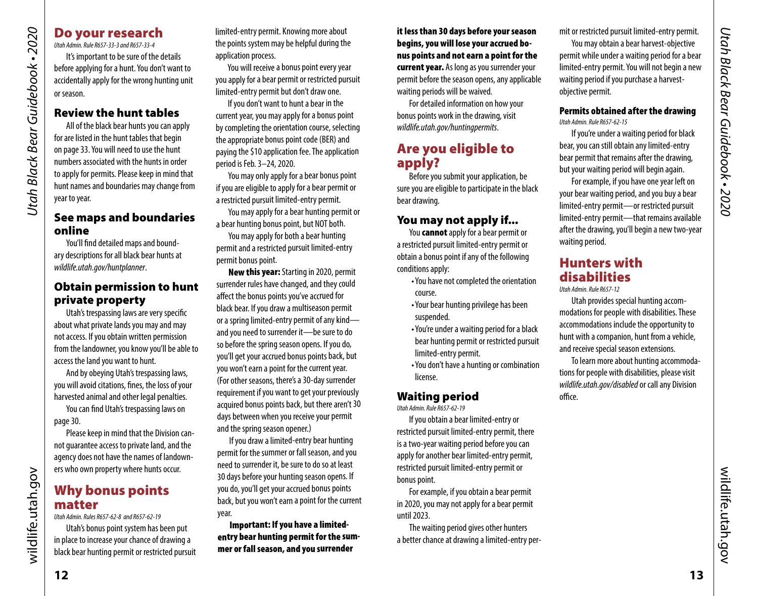## Do your research

*Utah Admin. Rule R657-33-3 and R657-33-4*

It's important to be sure of the details before applying for a hunt. You don't want to accidentally apply for the wrong hunting unit or season.

### Review the hunt tables

All of the black bear hunts you can apply for are listed in the hunt tables that begin on page 33. You will need to use the hunt numbers associated with the hunts in order to apply for permits. Please keep in mind that hunt names and boundaries may change from year to year.

### See maps and boundaries online

You'll find detailed maps and boundary descriptions for all black bear hunts at *wildlife.utah.gov/huntplanner*.

### Obtain permission to hunt private property

Utah's trespassing laws are very specific about what private lands you may and may not access. If you obtain written permission from the landowner, you know you'll be able to access the land you want to hunt.

And by obeying Utah's trespassing laws, you will avoid citations, fines, the loss of your harvested animal and other legal penalties.

You can find Utah's trespassing laws on page 30.

Please keep in mind that the Division cannot guarantee access to private land, and the agency does not have the names of landowners who own property where hunts occur.

## Why bonus points matter

*Utah Admin. Rules R657-62-8 and R657-62-19*

Utah's bonus point system has been put in place to increase your chance of drawing a black bear hunting permit or restricted pursuit limited-entry permit. Knowing more about the points system may be helpful during the application process.

You will receive a bonus point every year you apply for a bear permit or restricted pursuit limited-entry permit but don't draw one.

If you don't want to hunt a bear in the current year, you may apply for a bonus point by completing the orientation course, selecting the appropriate bonus point code (BER) and paying the $10 application fee. The application period is Feb. 3–24, 2020.

You may only apply for a bear bonus point if you are eligible to apply for a bear permit or a restricted pursuit limited-entry permit.

You may apply for a bear hunting permit or a bear hunting bonus point, but NOT both.

You may apply for both a bear hunting permit and a restricted pursuit limited-entry permit bonus point.

**New this year:** Starting in 2020, permit surrender rules have changed, and they could affect the bonus points you've accrued for black bear. If you draw a multiseason permit or a spring limited-entry permit of any kind—and you need to surrender it—be sure to do so before the spring season opens. If you do, you'll get your accrued bonus points back, but you won't earn a point for the current year. (For other seasons, there's a 30-day surrender requirement if you want to get your previously acquired bonus points back, but there aren't 30 days between when you receive your permit and the spring season opener.)

If you draw a limited-entry bear hunting permit for the summer or fall season, and you need to surrender it, be sure to do so at least 30 days before your hunting season opens. If you do, you'll get your accrued bonus points back, but you won't earn a point for the current year.

**Important: If you have a limited-entry bear hunting permit for the summer or fall season, and you surrender it less than 30 days before your season begins, you will lose your accrued bonus points and not earn a point for the current year.** As long as you surrender your permit before the season opens, any applicable waiting periods will be waived.

For detailed information on how your bonus points work in the drawing, visit *wildlife.utah.gov/huntingpermits*.

## Are you eligible to apply?

Before you submit your application, be sure you are eligible to participate in the black bear drawing.

### You may not apply if...

You **cannot** apply for a bear permit or a restricted pursuit limited-entry permit or obtain a bonus point if any of the following conditions apply:

- You have not completed the orientation course.
- Your bear hunting privilege has been suspended.
- You're under a waiting period for a black bear hunting permit or restricted pursuit limited-entry permit.
- You don't have a hunting or combination license.

### Waiting period

*Utah Admin. Rule R657-62-19*

If you obtain a bear limited-entry or restricted pursuit limited-entry permit, there is a two-year waiting period before you can apply for another bear limited-entry permit, restricted pursuit limited-entry permit or bonus point.

For example, if you obtain a bear permit in 2020, you may not apply for a bear permit until 2023.

The waiting period gives other hunters a better chance at drawing a limited-entry permit or restricted pursuit limited-entry permit.

You may obtain a bear harvest-objective permit while under a waiting period for a bear limited-entry permit. You will not begin a new waiting period if you purchase a harvest-objective permit.

#### Permits obtained after the drawing

*Utah Admin. Rule R657-62-15*

If you're under a waiting period for black bear, you can still obtain any limited-entry bear permit that remains after the drawing, but your waiting period will begin again.

For example, if you have one year left on your bear waiting period, and you buy a bear limited-entry permit—or restricted pursuit limited-entry permit—that remains available after the drawing, you'll begin a new two-year waiting period.

## Hunters with disabilities

*Utah Admin. Rule R657-12*

Utah provides special hunting accommodations for people with disabilities. These accommodations include the opportunity to hunt with a companion, hunt from a vehicle, and receive special season extensions.

To learn more about hunting accommodations for people with disabilities, please visit *wildlife.utah.gov/disabled* or call any Division office.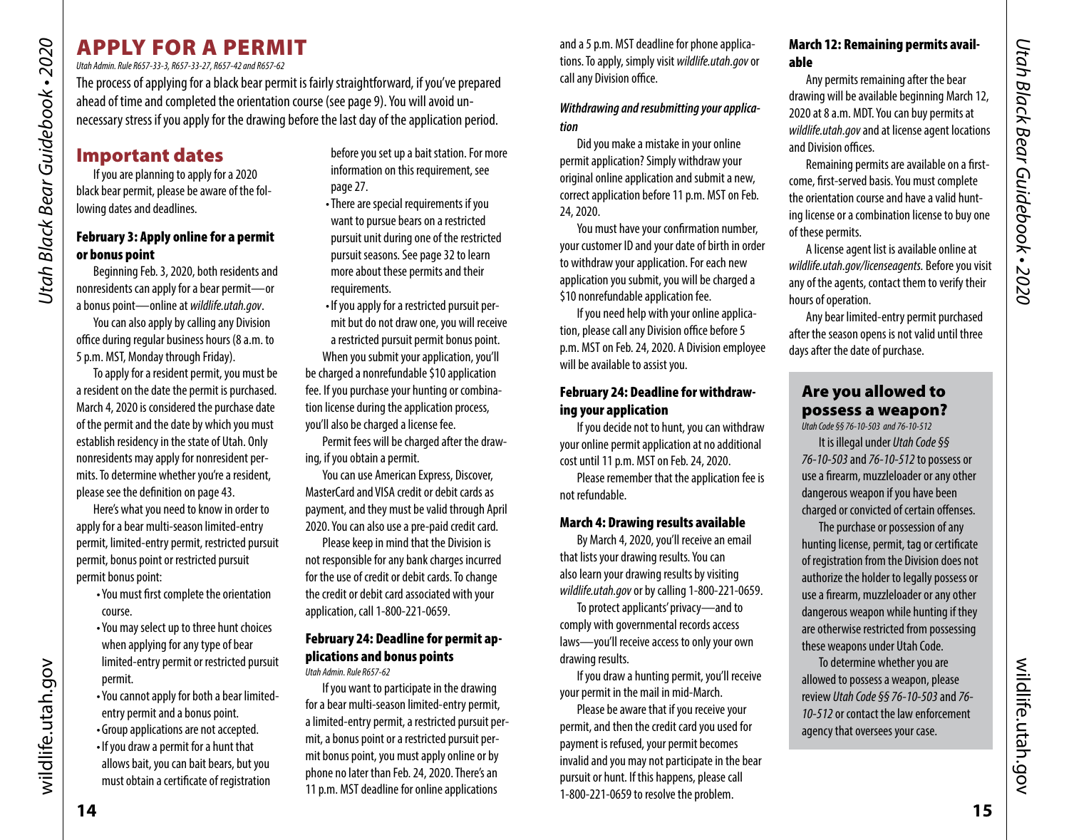# APPLY FOR A PERMIT

*Utah Admin. Rule R657-33-3, R657-33-27, R657-42 and R657-62*

The process of applying for a black bear permit is fairly straightforward, if you've prepared ahead of time and completed the orientation course (see page 9). You will avoid unnecessary stress if you apply for the drawing before the last day of the application period.

## Important dates

If you are planning to apply for a 2020 black bear permit, please be aware of the following dates and deadlines.

### February 3: Apply online for a permit or bonus point

Beginning Feb. 3, 2020, both residents and nonresidents can apply for a bear permit—or a bonus point—online at *wildlife.utah.gov*.

You can also apply by calling any Division office during regular business hours (8 a.m. to 5 p.m. MST, Monday through Friday).

To apply for a resident permit, you must be a resident on the date the permit is purchased. March 4, 2020 is considered the purchase date of the permit and the date by which you must establish residency in the state of Utah. Only nonresidents may apply for nonresident permits. To determine whether you're a resident, please see the definition on page 43.

Here's what you need to know in order to apply for a bear multi-season limited-entry permit, limited-entry permit, restricted pursuit permit, bonus point or restricted pursuit permit bonus point:

- You must first complete the orientation course.
- You may select up to three hunt choices when applying for any type of bear limited-entry permit or restricted pursuit permit.
- You cannot apply for both a bear limited-entry permit and a bonus point.
- Group applications are not accepted.
- If you draw a permit for a hunt that allows bait, you can bait bears, but you must obtain a certificate of registration before you set up a bait station. For more information on this requirement, see page 27.
- There are special requirements if you want to pursue bears on a restricted pursuit unit during one of the restricted pursuit seasons. See page 32 to learn more about these permits and their requirements.
- If you apply for a restricted pursuit permit but do not draw one, you will receive a restricted pursuit permit bonus point.

When you submit your application, you'll be charged a nonrefundable $10 application fee. If you purchase your hunting or combination license during the application process, you'll also be charged a license fee.

Permit fees will be charged after the drawing, if you obtain a permit.

You can use American Express, Discover, MasterCard and VISA credit or debit cards as payment, and they must be valid through April 2020. You can also use a pre-paid credit card.

Please keep in mind that the Division is not responsible for any bank charges incurred for the use of credit or debit cards. To change the credit or debit card associated with your application, call 1-800-221-0659.

### February 24: Deadline for permit applications and bonus points

*Utah Admin. Rule R657-62*

If you want to participate in the drawing for a bear multi-season limited-entry permit, a limited-entry permit, a restricted pursuit permit, a bonus point or a restricted pursuit permit bonus point, you must apply online or by phone no later than Feb. 24, 2020. There's an 11 p.m. MST deadline for online applications and a 5 p.m. MST deadline for phone applications. To apply, simply visit *wildlife.utah.gov* or call any Division office.

#### *Withdrawing and resubmitting your application*

Did you make a mistake in your online permit application? Simply withdraw your original online application and submit a new, correct application before 11 p.m. MST on Feb. 24, 2020.

You must have your confirmation number, your customer ID and your date of birth in order to withdraw your application. For each new application you submit, you will be charged a $10 nonrefundable application fee.

If you need help with your online application, please call any Division office before 5 p.m. MST on Feb. 24, 2020. A Division employee will be available to assist you.

### February 24: Deadline for withdrawing your application

If you decide not to hunt, you can withdraw your online permit application at no additional cost until 11 p.m. MST on Feb. 24, 2020.

Please remember that the application fee is not refundable.

### March 4: Drawing results available

By March 4, 2020, you'll receive an email that lists your drawing results. You can also learn your drawing results by visiting *wildlife.utah.gov* or by calling 1-800-221-0659.

To protect applicants' privacy—and to comply with governmental records access laws—you'll receive access to only your own drawing results.

If you draw a hunting permit, you'll receive your permit in the mail in mid-March.

Please be aware that if you receive your permit, and then the credit card you used for payment is refused, your permit becomes invalid and you may not participate in the bear pursuit or hunt. If this happens, please call 1-800-221-0659 to resolve the problem.

### March 12: Remaining permits available

Any permits remaining after the bear drawing will be available beginning March 12, 2020 at 8 a.m. MDT. You can buy permits at *wildlife.utah.gov* and at license agent locations and Division offices.

Remaining permits are available on a first-come, first-served basis. You must complete the orientation course and have a valid hunting license or a combination license to buy one of these permits.

A license agent list is available online at *wildlife.utah.gov/licenseagents.* Before you visit any of the agents, contact them to verify their hours of operation.

Any bear limited-entry permit purchased after the season opens is not valid until three days after the date of purchase.

## Are you allowed to possess a weapon?

*Utah Code §§ 76-10-503 and 76-10-512*

It is illegal under *Utah Code §§ 76-10-503* and *76-10-512* to possess or use a firearm, muzzleloader or any other dangerous weapon if you have been charged or convicted of certain offenses.

The purchase or possession of any hunting license, permit, tag or certificate of registration from the Division does not authorize the holder to legally possess or use a firearm, muzzleloader or any other dangerous weapon while hunting if they are otherwise restricted from possessing these weapons under Utah Code.

To determine whether you are allowed to possess a weapon, please review *Utah Code §§ 76-10-503* and *76-10-512* or contact the law enforcement agency that oversees your case.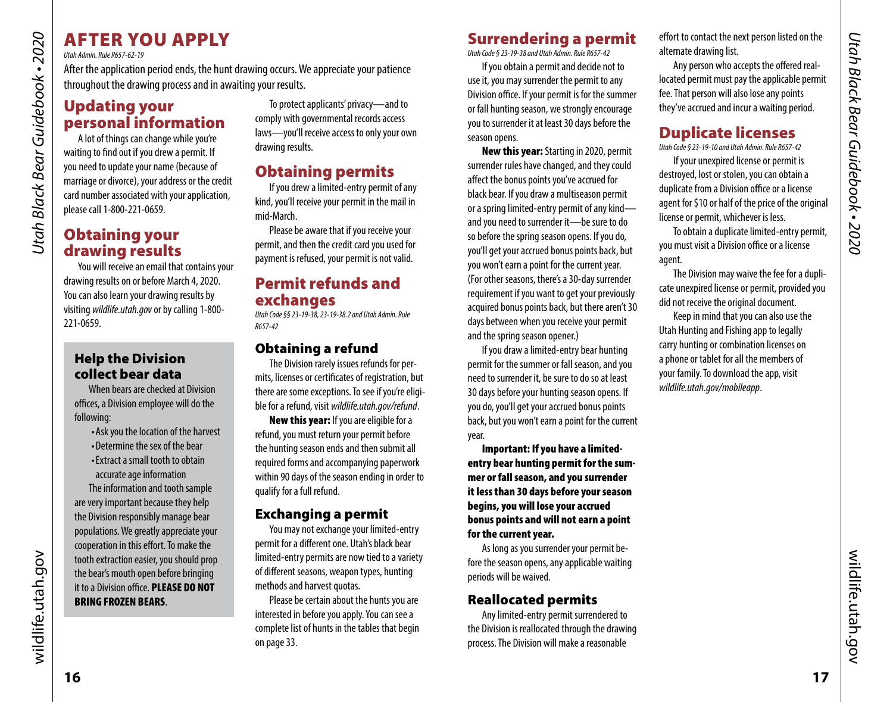# AFTER YOU APPLY

*Utah Admin. Rule R657-62-19*

After the application period ends, the hunt drawing occurs. We appreciate your patience throughout the drawing process and in awaiting your results.

## Updating your personal information

A lot of things can change while you're waiting to find out if you drew a permit. If you need to update your name (because of marriage or divorce), your address or the credit card number associated with your application, please call 1-800-221-0659.

## Obtaining your drawing results

You will receive an email that contains your drawing results on or before March 4, 2020. You can also learn your drawing results by visiting *wildlife.utah.gov* or by calling 1-800-221-0659.

### Help the Division collect bear data

When bears are checked at Division offices, a Division employee will do the following:

- Ask you the location of the harvest
- Determine the sex of the bear
- Extract a small tooth to obtain accurate age information

The information and tooth sample are very important because they help the Division responsibly manage bear populations. We greatly appreciate your cooperation in this effort. To make the tooth extraction easier, you should prop the bear's mouth open before bringing it to a Division office. **PLEASE DO NOT BRING FROZEN BEARS**.

To protect applicants' privacy—and to comply with governmental records access laws—you'll receive access to only your own drawing results.

## Obtaining permits

If you drew a limited-entry permit of any kind, you'll receive your permit in the mail in mid-March.

Please be aware that if you receive your permit, and then the credit card you used for payment is refused, your permit is not valid.

## Permit refunds and exchanges

*Utah Code §§ 23-19-38, 23-19-38.2 and Utah Admin. Rule R657-42*

### Obtaining a refund

The Division rarely issues refunds for permits, licenses or certificates of registration, but there are some exceptions. To see if you're eligible for a refund, visit *wildlife.utah.gov/refund*.

**New this year:** If you are eligible for a refund, you must return your permit before the hunting season ends and then submit all required forms and accompanying paperwork within 90 days of the season ending in order to qualify for a full refund.

### Exchanging a permit

You may not exchange your limited-entry permit for a different one. Utah's black bear limited-entry permits are now tied to a variety of different seasons, weapon types, hunting methods and harvest quotas.

Please be certain about the hunts you are interested in before you apply. You can see a complete list of hunts in the tables that begin on page 33.

## Surrendering a permit

*Utah Code § 23-19-38 and Utah Admin. Rule R657-42*

If you obtain a permit and decide not to use it, you may surrender the permit to any Division office. If your permit is for the summer or fall hunting season, we strongly encourage you to surrender it at least 30 days before the season opens.

**New this year:** Starting in 2020, permit surrender rules have changed, and they could affect the bonus points you've accrued for black bear. If you draw a multiseason permit or a spring limited-entry permit of any kind—and you need to surrender it—be sure to do so before the spring season opens. If you do, you'll get your accrued bonus points back, but you won't earn a point for the current year. (For other seasons, there's a 30-day surrender requirement if you want to get your previously acquired bonus points back, but there aren't 30 days between when you receive your permit and the spring season opener.)

If you draw a limited-entry bear hunting permit for the summer or fall season, and you need to surrender it, be sure to do so at least 30 days before your hunting season opens. If you do, you'll get your accrued bonus points back, but you won't earn a point for the current year.

**Important: If you have a limited-entry bear hunting permit for the summer or fall season, and you surrender it less than 30 days before your season begins, you will lose your accrued bonus points and will not earn a point for the current year.**

As long as you surrender your permit before the season opens, any applicable waiting periods will be waived.

### Reallocated permits

Any limited-entry permit surrendered to the Division is reallocated through the drawing process. The Division will make a reasonable effort to contact the next person listed on the alternate drawing list.

Any person who accepts the offered reallocated permit must pay the applicable permit fee. That person will also lose any points they've accrued and incur a waiting period.

## Duplicate licenses

*Utah Code § 23-19-10 and Utah Admin. Rule R657-42*

If your unexpired license or permit is destroyed, lost or stolen, you can obtain a duplicate from a Division office or a license agent for $10 or half of the price of the original license or permit, whichever is less.

To obtain a duplicate limited-entry permit, you must visit a Division office or a license agent.

The Division may waive the fee for a duplicate unexpired license or permit, provided you did not receive the original document.

Keep in mind that you can also use the Utah Hunting and Fishing app to legally carry hunting or combination licenses on a phone or tablet for all the members of your family. To download the app, visit *wildlife.utah.gov/mobileapp*.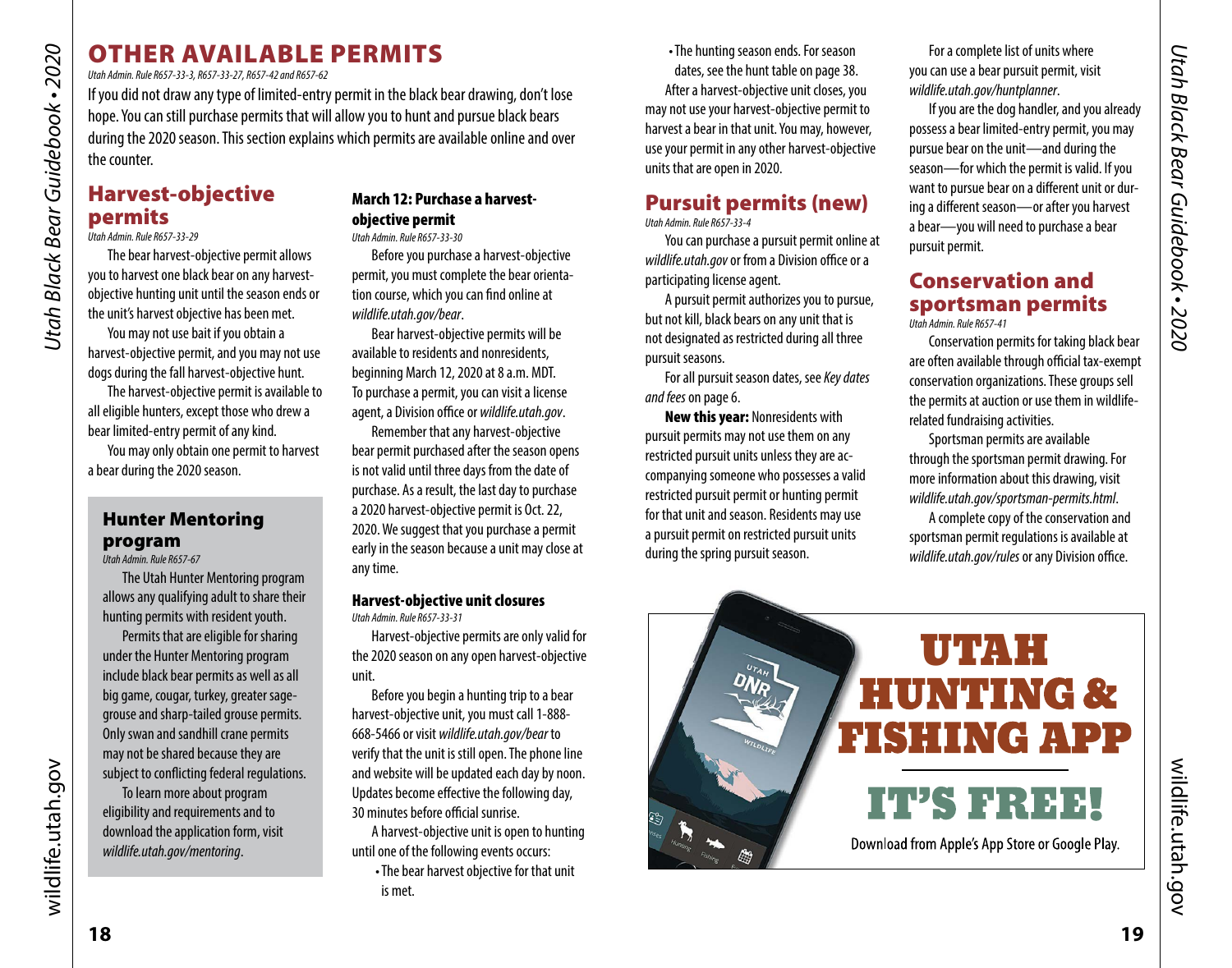# OTHER AVAILABLE PERMITS

*Utah Admin. Rule R657-33-3, R657-33-27, R657-42 and R657-62*

If you did not draw any type of limited-entry permit in the black bear drawing, don't lose hope. You can still purchase permits that will allow you to hunt and pursue black bears during the 2020 season. This section explains which permits are available online and over the counter.

## Harvest-objective permits

*Utah Admin. Rule R657-33-29*

The bear harvest-objective permit allows you to harvest one black bear on any harvest-objective hunting unit until the season ends or the unit's harvest objective has been met.

You may not use bait if you obtain a harvest-objective permit, and you may not use dogs during the fall harvest-objective hunt.

The harvest-objective permit is available to all eligible hunters, except those who drew a bear limited-entry permit of any kind.

You may only obtain one permit to harvest a bear during the 2020 season.

### Hunter Mentoring program

*Utah Admin. Rule R657-67*

The Utah Hunter Mentoring program allows any qualifying adult to share their hunting permits with resident youth.

Permits that are eligible for sharing under the Hunter Mentoring program include black bear permits as well as all big game, cougar, turkey, greater sage-grouse and sharp-tailed grouse permits. Only swan and sandhill crane permits may not be shared because they are subject to conflicting federal regulations.

To learn more about program eligibility and requirements and to download the application form, visit *wildlife.utah.gov/mentoring*.

### March 12: Purchase a harvest-objective permit

*Utah Admin. Rule R657-33-30*

Before you purchase a harvest-objective permit, you must complete the bear orientation course, which you can find online at *wildlife.utah.gov/bear*.

Bear harvest-objective permits will be available to residents and nonresidents, beginning March 12, 2020 at 8 a.m. MDT. To purchase a permit, you can visit a license agent, a Division office or *wildlife.utah.gov*.

Remember that any harvest-objective bear permit purchased after the season opens is not valid until three days from the date of purchase. As a result, the last day to purchase a 2020 harvest-objective permit is Oct. 22, 2020. We suggest that you purchase a permit early in the season because a unit may close at any time.

### Harvest-objective unit closures

*Utah Admin. Rule R657-33-31*

Harvest-objective permits are only valid for the 2020 season on any open harvest-objective unit.

Before you begin a hunting trip to a bear harvest-objective unit, you must call 1-888-668-5466 or visit *wildlife.utah.gov/bear* to verify that the unit is still open. The phone line and website will be updated each day by noon. Updates become effective the following day, 30 minutes before official sunrise.

A harvest-objective unit is open to hunting until one of the following events occurs:

- The bear harvest objective for that unit is met.
- The hunting season ends. For season dates, see the hunt table on page 38.

After a harvest-objective unit closes, you may not use your harvest-objective permit to harvest a bear in that unit. You may, however, use your permit in any other harvest-objective units that are open in 2020.

## Pursuit permits (new)

*Utah Admin. Rule R657-33-4*

You can purchase a pursuit permit online at *wildlife.utah.gov* or from a Division office or a participating license agent.

A pursuit permit authorizes you to pursue, but not kill, black bears on any unit that is not designated as restricted during all three pursuit seasons.

For all pursuit season dates, see *Key dates and fees* on page 6.

**New this year:** Nonresidents with pursuit permits may not use them on any restricted pursuit units unless they are accompanying someone who possesses a valid restricted pursuit permit or hunting permit for that unit and season. Residents may use a pursuit permit on restricted pursuit units during the spring pursuit season.

For a complete list of units where you can use a bear pursuit permit, visit *wildlife.utah.gov/huntplanner*.

If you are the dog handler, and you already possess a bear limited-entry permit, you may pursue bear on the unit—and during the season—for which the permit is valid. If you want to pursue bear on a different unit or during a different season—or after you harvest a bear—you will need to purchase a bear pursuit permit.

## Conservation and sportsman permits

*Utah Admin. Rule R657-41*

Conservation permits for taking black bear are often available through official tax-exempt conservation organizations. These groups sell the permits at auction or use them in wildlife-related fundraising activities.

Sportsman permits are available through the sportsman permit drawing. For more information about this drawing, visit *wildlife.utah.gov/sportsman-permits.html*.

A complete copy of the conservation and sportsman permit regulations is available at *wildlife.utah.gov/rules* or any Division office.

**UTAH HUNTING & FISHING APP**

**IT'S FREE!**

Download from Apple's App Store or Google Play.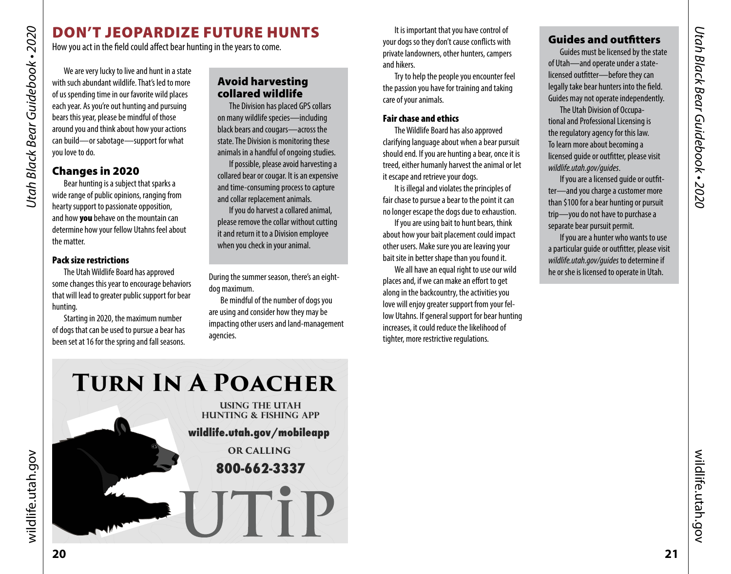# DON'T JEOPARDIZE FUTURE HUNTS

How you act in the field could affect bear hunting in the years to come.

We are very lucky to live and hunt in a state with such abundant wildlife. That's led to more of us spending time in our favorite wild places each year. As you're out hunting and pursuing bears this year, please be mindful of those around you and think about how your actions can build—or sabotage—support for what you love to do.

## Changes in 2020

Bear hunting is a subject that sparks a wide range of public opinions, ranging from hearty support to passionate opposition, and how **you** behave on the mountain can determine how your fellow Utahns feel about the matter.

### Pack size restrictions

The Utah Wildlife Board has approved some changes this year to encourage behaviors that will lead to greater public support for bear hunting.

Starting in 2020, the maximum number of dogs that can be used to pursue a bear has been set at 16 for the spring and fall seasons. During the summer season, there's an eight-dog maximum.

Be mindful of the number of dogs you are using and consider how they may be impacting other users and land-management agencies.

It is important that you have control of your dogs so they don't cause conflicts with private landowners, other hunters, campers and hikers.

Try to help the people you encounter feel the passion you have for training and taking care of your animals.

### Fair chase and ethics

The Wildlife Board has also approved clarifying language about when a bear pursuit should end. If you are hunting a bear, once it is treed, either humanly harvest the animal or let it escape and retrieve your dogs.

It is illegal and violates the principles of fair chase to pursue a bear to the point it can no longer escape the dogs due to exhaustion.

If you are using bait to hunt bears, think about how your bait placement could impact other users. Make sure you are leaving your bait site in better shape than you found it.

We all have an equal right to use our wild places and, if we can make an effort to get along in the backcountry, the activities you love will enjoy greater support from your fellow Utahns. If general support for bear hunting increases, it could reduce the likelihood of tighter, more restrictive regulations.

## Avoid harvesting collared wildlife

The Division has placed GPS collars on many wildlife species—including black bears and cougars—across the state. The Division is monitoring these animals in a handful of ongoing studies.

If possible, please avoid harvesting a collared bear or cougar. It is an expensive and time-consuming process to capture and collar replacement animals.

If you do harvest a collared animal, please remove the collar without cutting it and return it to a Division employee when you check in your animal.

## Guides and outfitters

Guides must be licensed by the state of Utah—and operate under a state-licensed outfitter—before they can legally take bear hunters into the field. Guides may not operate independently.

The Utah Division of Occupational and Professional Licensing is the regulatory agency for this law. To learn more about becoming a licensed guide or outfitter, please visit *wildlife.utah.gov/guides*.

If you are a licensed guide or outfitter—and you charge a customer more than $100 for a bear hunting or pursuit trip—you do not have to purchase a separate bear pursuit permit.

If you are a hunter who wants to use a particular guide or outfitter, please visit *wildlife.utah.gov/guides* to determine if he or she is licensed to operate in Utah.

## Turn In A Poacher

Using the Utah Hunting & Fishing app

**wildlife.utah.gov/mobileapp**

or calling

**800-662-3337**

UTiP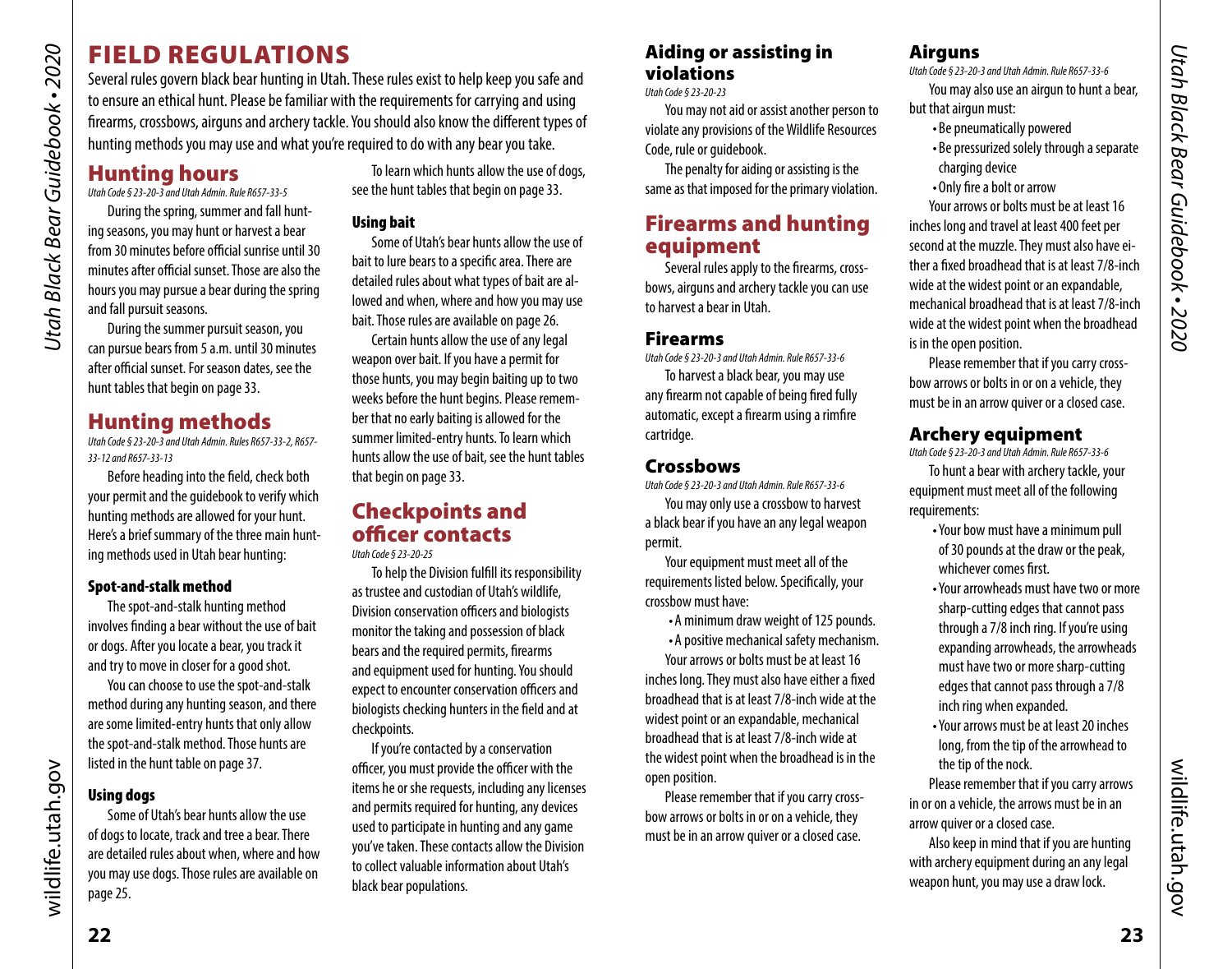# FIELD REGULATIONS

Several rules govern black bear hunting in Utah. These rules exist to help keep you safe and to ensure an ethical hunt. Please be familiar with the requirements for carrying and using firearms, crossbows, airguns and archery tackle. You should also know the different types of hunting methods you may use and what you're required to do with any bear you take.

## Hunting hours

*Utah Code § 23-20-3 and Utah Admin. Rule R657-33-5*

During the spring, summer and fall hunting seasons, you may hunt or harvest a bear from 30 minutes before official sunrise until 30 minutes after official sunset. Those are also the hours you may pursue a bear during the spring and fall pursuit seasons.

During the summer pursuit season, you can pursue bears from 5 a.m. until 30 minutes after official sunset. For season dates, see the hunt tables that begin on page 33.

## Hunting methods

*Utah Code § 23-20-3 and Utah Admin. Rules R657-33-2, R657-33-12 and R657-33-13*

Before heading into the field, check both your permit and the guidebook to verify which hunting methods are allowed for your hunt. Here's a brief summary of the three main hunting methods used in Utah bear hunting:

### Spot-and-stalk method

The spot-and-stalk hunting method involves finding a bear without the use of bait or dogs. After you locate a bear, you track it and try to move in closer for a good shot.

You can choose to use the spot-and-stalk method during any hunting season, and there are some limited-entry hunts that only allow the spot-and-stalk method. Those hunts are listed in the hunt table on page 37.

### Using dogs

Some of Utah's bear hunts allow the use of dogs to locate, track and tree a bear. There are detailed rules about when, where and how you may use dogs. Those rules are available on page 25.

To learn which hunts allow the use of dogs, see the hunt tables that begin on page 33.

### Using bait

Some of Utah's bear hunts allow the use of bait to lure bears to a specific area. There are detailed rules about what types of bait are allowed and when, where and how you may use bait. Those rules are available on page 26.

Certain hunts allow the use of any legal weapon over bait. If you have a permit for those hunts, you may begin baiting up to two weeks before the hunt begins. Please remember that no early baiting is allowed for the summer limited-entry hunts. To learn which hunts allow the use of bait, see the hunt tables that begin on page 33.

## Checkpoints and officer contacts

*Utah Code § 23-20-25*

To help the Division fulfill its responsibility as trustee and custodian of Utah's wildlife, Division conservation officers and biologists monitor the taking and possession of black bears and the required permits, firearms and equipment used for hunting. You should expect to encounter conservation officers and biologists checking hunters in the field and at checkpoints.

If you're contacted by a conservation officer, you must provide the officer with the items he or she requests, including any licenses and permits required for hunting, any devices used to participate in hunting and any game you've taken. These contacts allow the Division to collect valuable information about Utah's black bear populations.

## Aiding or assisting in violations

*Utah Code § 23-20-23*

You may not aid or assist another person to violate any provisions of the Wildlife Resources Code, rule or guidebook.

The penalty for aiding or assisting is the same as that imposed for the primary violation.

## Firearms and hunting equipment

Several rules apply to the firearms, crossbows, airguns and archery tackle you can use to harvest a bear in Utah.

### Firearms

*Utah Code § 23-20-3 and Utah Admin. Rule R657-33-6*

To harvest a black bear, you may use any firearm not capable of being fired fully automatic, except a firearm using a rimfire cartridge.

### Crossbows

*Utah Code § 23-20-3 and Utah Admin. Rule R657-33-6*

You may only use a crossbow to harvest a black bear if you have an any legal weapon permit.

Your equipment must meet all of the requirements listed below. Specifically, your crossbow must have:

- A minimum draw weight of 125 pounds.
- A positive mechanical safety mechanism.

Your arrows or bolts must be at least 16 inches long. They must also have either a fixed broadhead that is at least 7/8-inch wide at the widest point or an expandable, mechanical broadhead that is at least 7/8-inch wide at the widest point when the broadhead is in the open position.

Please remember that if you carry crossbow arrows or bolts in or on a vehicle, they must be in an arrow quiver or a closed case.

### Airguns

*Utah Code § 23-20-3 and Utah Admin. Rule R657-33-6*

You may also use an airgun to hunt a bear, but that airgun must:

- Be pneumatically powered
- Be pressurized solely through a separate charging device
- Only fire a bolt or arrow

Your arrows or bolts must be at least 16 inches long and travel at least 400 feet per second at the muzzle. They must also have either a fixed broadhead that is at least 7/8-inch wide at the widest point or an expandable, mechanical broadhead that is at least 7/8-inch wide at the widest point when the broadhead is in the open position.

Please remember that if you carry crossbow arrows or bolts in or on a vehicle, they must be in an arrow quiver or a closed case.

### Archery equipment

*Utah Code § 23-20-3 and Utah Admin. Rule R657-33-6*

To hunt a bear with archery tackle, your equipment must meet all of the following requirements:

- Your bow must have a minimum pull of 30 pounds at the draw or the peak, whichever comes first.
- Your arrowheads must have two or more sharp-cutting edges that cannot pass through a 7/8 inch ring. If you're using expanding arrowheads, the arrowheads must have two or more sharp-cutting edges that cannot pass through a 7/8 inch ring when expanded.
- Your arrows must be at least 20 inches long, from the tip of the arrowhead to the tip of the nock.

Please remember that if you carry arrows in or on a vehicle, the arrows must be in an arrow quiver or a closed case.

Also keep in mind that if you are hunting with archery equipment during an any legal weapon hunt, you may use a draw lock.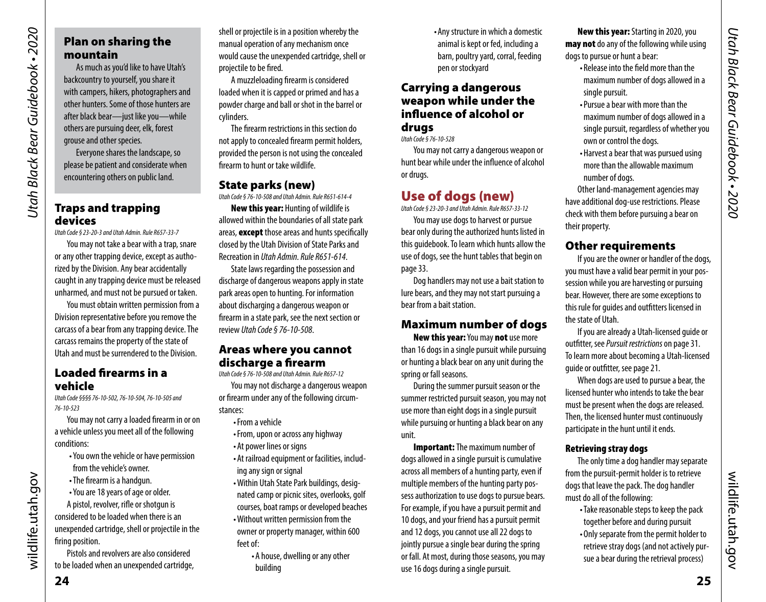## Plan on sharing the mountain

As much as you'd like to have Utah's backcountry to yourself, you share it with campers, hikers, photographers and other hunters. Some of those hunters are after black bear—just like you—while others are pursuing deer, elk, forest grouse and other species.

Everyone shares the landscape, so please be patient and considerate when encountering others on public land.

## Traps and trapping devices

*Utah Code § 23-20-3 and Utah Admin. Rule R657-33-7*

You may not take a bear with a trap, snare or any other trapping device, except as authorized by the Division. Any bear accidentally caught in any trapping device must be released unharmed, and must not be pursued or taken.

You must obtain written permission from a Division representative before you remove the carcass of a bear from any trapping device. The carcass remains the property of the state of Utah and must be surrendered to the Division.

## Loaded firearms in a vehicle

*Utah Code §§§§ 76-10-502, 76-10-504, 76-10-505 and 76-10-523*

You may not carry a loaded firearm in or on a vehicle unless you meet all of the following conditions:

- You own the vehicle or have permission from the vehicle's owner.
- The firearm is a handgun.
- You are 18 years of age or older.

A pistol, revolver, rifle or shotgun is considered to be loaded when there is an unexpended cartridge, shell or projectile in the firing position.

Pistols and revolvers are also considered to be loaded when an unexpended cartridge, shell or projectile is in a position whereby the manual operation of any mechanism once would cause the unexpended cartridge, shell or projectile to be fired.

A muzzleloading firearm is considered loaded when it is capped or primed and has a powder charge and ball or shot in the barrel or cylinders.

The firearm restrictions in this section do not apply to concealed firearm permit holders, provided the person is not using the concealed firearm to hunt or take wildlife.

## State parks (new)

*Utah Code § 76-10-508 and Utah Admin. Rule R651-614-4*

**New this year:** Hunting of wildlife is allowed within the boundaries of all state park areas, **except** those areas and hunts specifically closed by the Utah Division of State Parks and Recreation in *Utah Admin. Rule R651-614*.

State laws regarding the possession and discharge of dangerous weapons apply in state park areas open to hunting. For information about discharging a dangerous weapon or firearm in a state park, see the next section or review *Utah Code § 76-10-508*.

## Areas where you cannot discharge a firearm

*Utah Code § 76-10-508 and Utah Admin. Rule R657-12*

You may not discharge a dangerous weapon or firearm under any of the following circumstances:

- From a vehicle
- From, upon or across any highway
- At power lines or signs
- At railroad equipment or facilities, including any sign or signal
- Within Utah State Park buildings, designated camp or picnic sites, overlooks, golf courses, boat ramps or developed beaches
- Without written permission from the owner or property manager, within 600 feet of:
  - A house, dwelling or any other building
  - Any structure in which a domestic animal is kept or fed, including a barn, poultry yard, corral, feeding pen or stockyard

## Carrying a dangerous weapon while under the influence of alcohol or drugs

*Utah Code § 76-10-528*

You may not carry a dangerous weapon or hunt bear while under the influence of alcohol or drugs.

## Use of dogs (new)

*Utah Code § 23-20-3 and Utah Admin. Rule R657-33-12*

You may use dogs to harvest or pursue bear only during the authorized hunts listed in this guidebook. To learn which hunts allow the use of dogs, see the hunt tables that begin on page 33.

Dog handlers may not use a bait station to lure bears, and they may not start pursuing a bear from a bait station.

### Maximum number of dogs

**New this year:** You may **not** use more than 16 dogs in a single pursuit while pursuing or hunting a black bear on any unit during the spring or fall seasons.

During the summer pursuit season or the summer restricted pursuit season, you may not use more than eight dogs in a single pursuit while pursuing or hunting a black bear on any unit.

**Important:** The maximum number of dogs allowed in a single pursuit is cumulative across all members of a hunting party, even if multiple members of the hunting party possess authorization to use dogs to pursue bears. For example, if you have a pursuit permit and 10 dogs, and your friend has a pursuit permit and 12 dogs, you cannot use all 22 dogs to jointly pursue a single bear during the spring or fall. At most, during those seasons, you may use 16 dogs during a single pursuit.

**New this year:** Starting in 2020, you **may not** do any of the following while using dogs to pursue or hunt a bear:

- Release into the field more than the maximum number of dogs allowed in a single pursuit.
- Pursue a bear with more than the maximum number of dogs allowed in a single pursuit, regardless of whether you own or control the dogs.
- Harvest a bear that was pursued using more than the allowable maximum number of dogs.

Other land-management agencies may have additional dog-use restrictions. Please check with them before pursuing a bear on their property.

### Other requirements

If you are the owner or handler of the dogs, you must have a valid bear permit in your possession while you are harvesting or pursuing bear. However, there are some exceptions to this rule for guides and outfitters licensed in the state of Utah.

If you are already a Utah-licensed guide or outfitter, see *Pursuit restrictions* on page 31. To learn more about becoming a Utah-licensed guide or outfitter, see page 21.

When dogs are used to pursue a bear, the licensed hunter who intends to take the bear must be present when the dogs are released. Then, the licensed hunter must continuously participate in the hunt until it ends.

#### Retrieving stray dogs

The only time a dog handler may separate from the pursuit-permit holder is to retrieve dogs that leave the pack. The dog handler must do all of the following:

- Take reasonable steps to keep the pack together before and during pursuit
- Only separate from the permit holder to retrieve stray dogs (and not actively pursue a bear during the retrieval process)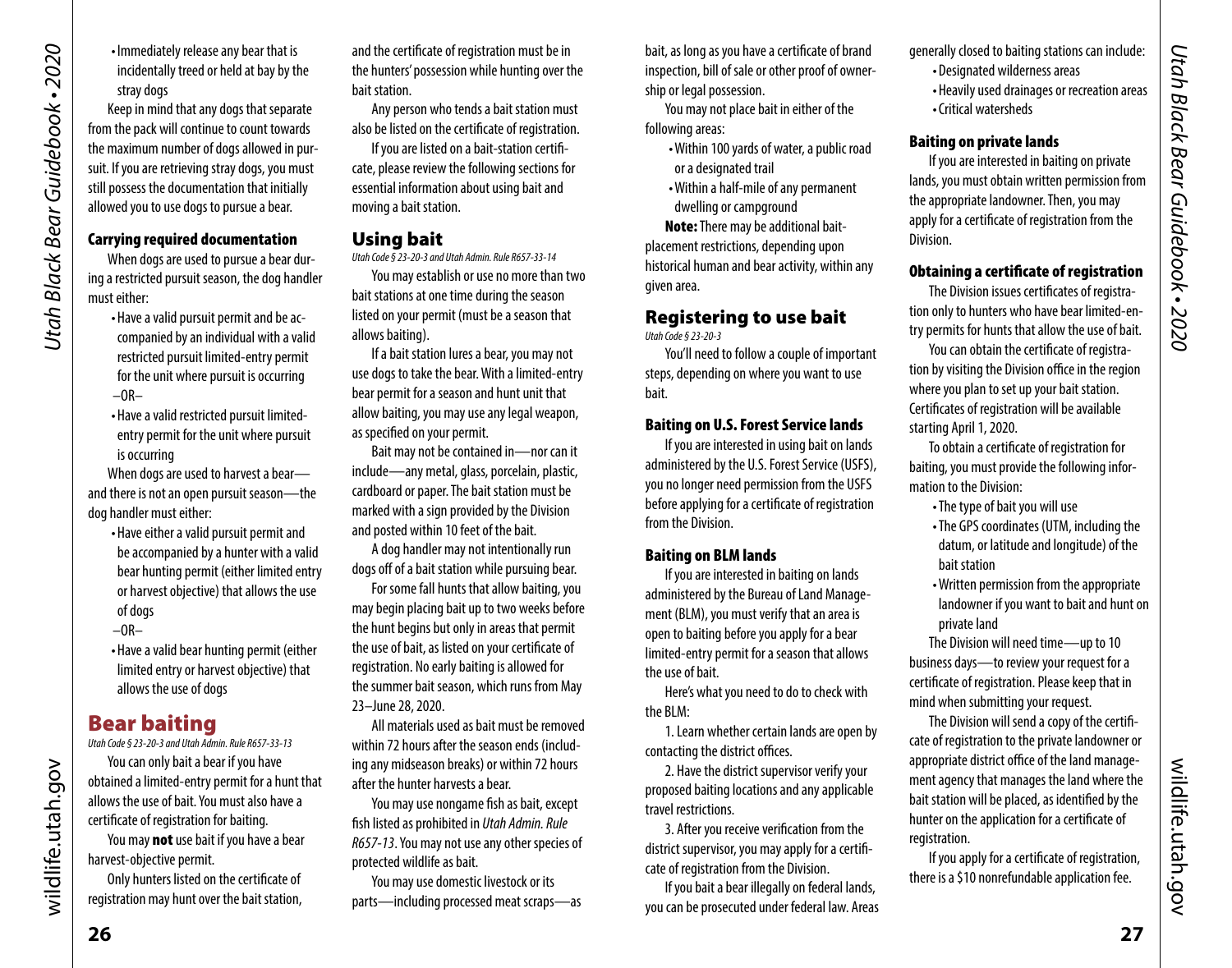- Immediately release any bear that is incidentally treed or held at bay by the stray dogs

Keep in mind that any dogs that separate from the pack will continue to count towards the maximum number of dogs allowed in pursuit. If you are retrieving stray dogs, you must still possess the documentation that initially allowed you to use dogs to pursue a bear.

### Carrying required documentation

When dogs are used to pursue a bear during a restricted pursuit season, the dog handler must either:

- Have a valid pursuit permit and be accompanied by an individual with a valid restricted pursuit limited-entry permit for the unit where pursuit is occurring

–OR–

- Have a valid restricted pursuit limited-entry permit for the unit where pursuit is occurring

When dogs are used to harvest a bear—and there is not an open pursuit season—the dog handler must either:

- Have either a valid pursuit permit and be accompanied by a hunter with a valid bear hunting permit (either limited entry or harvest objective) that allows the use of dogs

–OR–

- Have a valid bear hunting permit (either limited entry or harvest objective) that allows the use of dogs

## Bear baiting

*Utah Code § 23-20-3 and Utah Admin. Rule R657-33-13*

You can only bait a bear if you have obtained a limited-entry permit for a hunt that allows the use of bait. You must also have a certificate of registration for baiting.

You may **not** use bait if you have a bear harvest-objective permit.

Only hunters listed on the certificate of registration may hunt over the bait station, and the certificate of registration must be in the hunters' possession while hunting over the bait station.

Any person who tends a bait station must also be listed on the certificate of registration.

If you are listed on a bait-station certificate, please review the following sections for essential information about using bait and moving a bait station.

## Using bait

*Utah Code § 23-20-3 and Utah Admin. Rule R657-33-14*

You may establish or use no more than two bait stations at one time during the season listed on your permit (must be a season that allows baiting).

If a bait station lures a bear, you may not use dogs to take the bear. With a limited-entry bear permit for a season and hunt unit that allow baiting, you may use any legal weapon, as specified on your permit.

Bait may not be contained in—nor can it include—any metal, glass, porcelain, plastic, cardboard or paper. The bait station must be marked with a sign provided by the Division and posted within 10 feet of the bait.

A dog handler may not intentionally run dogs off of a bait station while pursuing bear.

For some fall hunts that allow baiting, you may begin placing bait up to two weeks before the hunt begins but only in areas that permit the use of bait, as listed on your certificate of registration. No early baiting is allowed for the summer bait season, which runs from May 23–June 28, 2020.

All materials used as bait must be removed within 72 hours after the season ends (including any midseason breaks) or within 72 hours after the hunter harvests a bear.

You may use nongame fish as bait, except fish listed as prohibited in *Utah Admin. Rule R657-13*. You may not use any other species of protected wildlife as bait.

You may use domestic livestock or its parts—including processed meat scraps—as bait, as long as you have a certificate of brand inspection, bill of sale or other proof of ownership or legal possession.

You may not place bait in either of the following areas:

- Within 100 yards of water, a public road or a designated trail
- Within a half-mile of any permanent dwelling or campground

**Note:** There may be additional bait-placement restrictions, depending upon historical human and bear activity, within any given area.

## Registering to use bait

*Utah Code § 23-20-3*

You'll need to follow a couple of important steps, depending on where you want to use bait.

### Baiting on U.S. Forest Service lands

If you are interested in using bait on lands administered by the U.S. Forest Service (USFS), you no longer need permission from the USFS before applying for a certificate of registration from the Division.

### Baiting on BLM lands

If you are interested in baiting on lands administered by the Bureau of Land Management (BLM), you must verify that an area is open to baiting before you apply for a bear limited-entry permit for a season that allows the use of bait.

Here's what you need to do to check with the BLM:

1. Learn whether certain lands are open by contacting the district offices.

2. Have the district supervisor verify your proposed baiting locations and any applicable travel restrictions.

3. After you receive verification from the district supervisor, you may apply for a certificate of registration from the Division.

If you bait a bear illegally on federal lands, you can be prosecuted under federal law. Areas generally closed to baiting stations can include:

- Designated wilderness areas
- Heavily used drainages or recreation areas
- Critical watersheds

### Baiting on private lands

If you are interested in baiting on private lands, you must obtain written permission from the appropriate landowner. Then, you may apply for a certificate of registration from the Division.

### Obtaining a certificate of registration

The Division issues certificates of registration only to hunters who have bear limited-entry permits for hunts that allow the use of bait.

You can obtain the certificate of registration by visiting the Division office in the region where you plan to set up your bait station. Certificates of registration will be available starting April 1, 2020.

To obtain a certificate of registration for baiting, you must provide the following information to the Division:

- The type of bait you will use
- The GPS coordinates (UTM, including the datum, or latitude and longitude) of the bait station
- Written permission from the appropriate landowner if you want to bait and hunt on private land

The Division will need time—up to 10 business days—to review your request for a certificate of registration. Please keep that in mind when submitting your request.

The Division will send a copy of the certificate of registration to the private landowner or appropriate district office of the land management agency that manages the land where the bait station will be placed, as identified by the hunter on the application for a certificate of registration.

If you apply for a certificate of registration, there is a $10 nonrefundable application fee.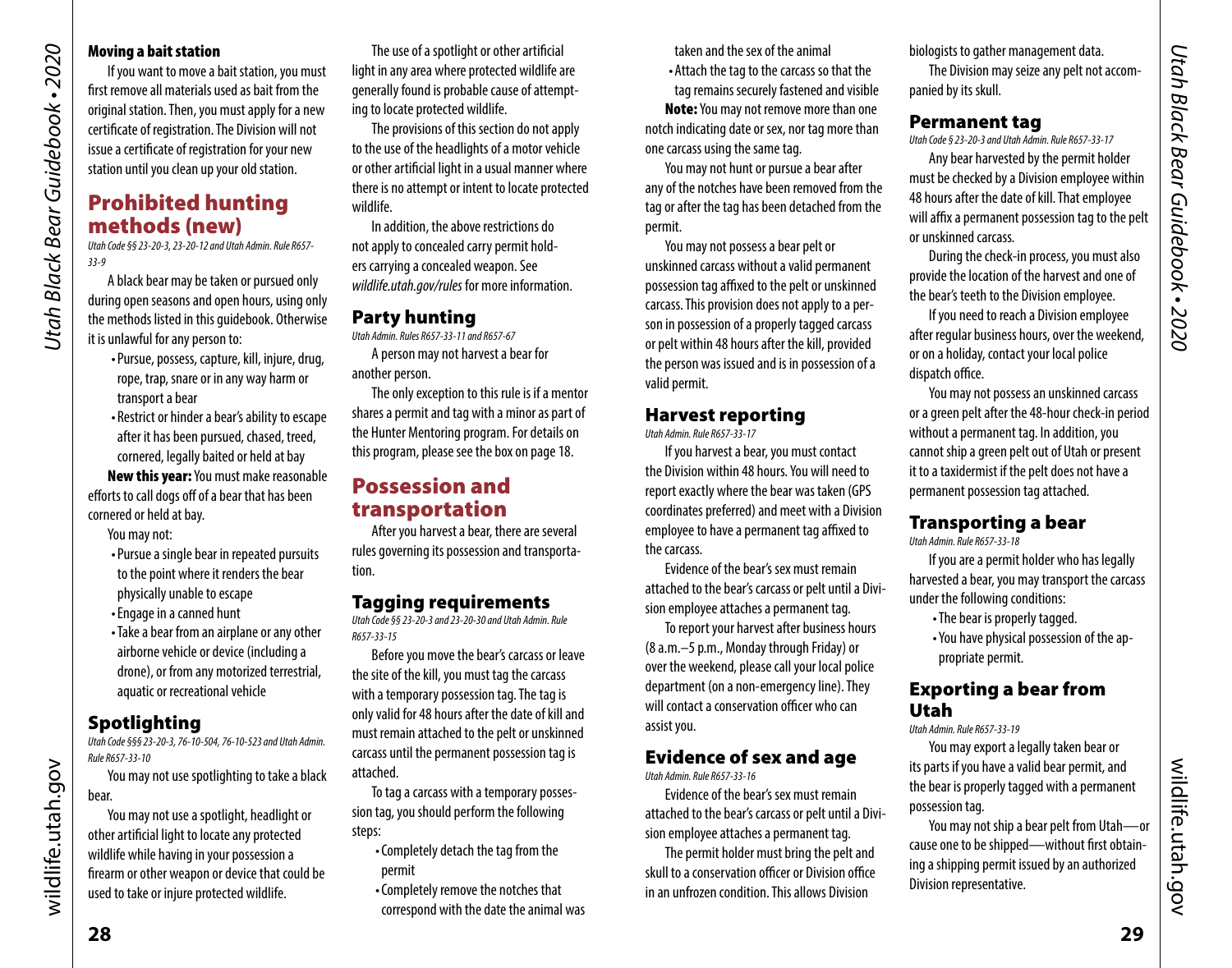### Moving a bait station

If you want to move a bait station, you must first remove all materials used as bait from the original station. Then, you must apply for a new certificate of registration. The Division will not issue a certificate of registration for your new station until you clean up your old station.

## Prohibited hunting methods (new)

*Utah Code §§ 23-20-3, 23-20-12 and Utah Admin. Rule R657-33-9*

A black bear may be taken or pursued only during open seasons and open hours, using only the methods listed in this guidebook. Otherwise it is unlawful for any person to:

- Pursue, possess, capture, kill, injure, drug, rope, trap, snare or in any way harm or transport a bear
- Restrict or hinder a bear's ability to escape after it has been pursued, chased, treed, cornered, legally baited or held at bay

**New this year:** You must make reasonable efforts to call dogs off of a bear that has been cornered or held at bay.

You may not:

- Pursue a single bear in repeated pursuits to the point where it renders the bear physically unable to escape
- Engage in a canned hunt
- Take a bear from an airplane or any other airborne vehicle or device (including a drone), or from any motorized terrestrial, aquatic or recreational vehicle

### Spotlighting

*Utah Code §§§ 23-20-3, 76-10-504, 76-10-523 and Utah Admin. Rule R657-33-10*

You may not use spotlighting to take a black bear.

You may not use a spotlight, headlight or other artificial light to locate any protected wildlife while having in your possession a firearm or other weapon or device that could be used to take or injure protected wildlife.

The use of a spotlight or other artificial light in any area where protected wildlife are generally found is probable cause of attempting to locate protected wildlife.

The provisions of this section do not apply to the use of the headlights of a motor vehicle or other artificial light in a usual manner where there is no attempt or intent to locate protected wildlife.

In addition, the above restrictions do not apply to concealed carry permit holders carrying a concealed weapon. See *wildlife.utah.gov/rules* for more information.

### Party hunting

*Utah Admin. Rules R657-33-11 and R657-67*

A person may not harvest a bear for another person.

The only exception to this rule is if a mentor shares a permit and tag with a minor as part of the Hunter Mentoring program. For details on this program, please see the box on page 18.

## Possession and transportation

After you harvest a bear, there are several rules governing its possession and transportation.

### Tagging requirements

*Utah Code §§ 23-20-3 and 23-20-30 and Utah Admin. Rule R657-33-15*

Before you move the bear's carcass or leave the site of the kill, you must tag the carcass with a temporary possession tag. The tag is only valid for 48 hours after the date of kill and must remain attached to the pelt or unskinned carcass until the permanent possession tag is attached.

To tag a carcass with a temporary possession tag, you should perform the following steps:

- Completely detach the tag from the permit
- Completely remove the notches that correspond with the date the animal was taken and the sex of the animal
- Attach the tag to the carcass so that the tag remains securely fastened and visible

**Note:** You may not remove more than one notch indicating date or sex, nor tag more than one carcass using the same tag.

You may not hunt or pursue a bear after any of the notches have been removed from the tag or after the tag has been detached from the permit.

You may not possess a bear pelt or unskinned carcass without a valid permanent possession tag affixed to the pelt or unskinned carcass. This provision does not apply to a person in possession of a properly tagged carcass or pelt within 48 hours after the kill, provided the person was issued and is in possession of a valid permit.

### Harvest reporting

*Utah Admin. Rule R657-33-17*

If you harvest a bear, you must contact the Division within 48 hours. You will need to report exactly where the bear was taken (GPS coordinates preferred) and meet with a Division employee to have a permanent tag affixed to the carcass.

Evidence of the bear's sex must remain attached to the bear's carcass or pelt until a Division employee attaches a permanent tag.

To report your harvest after business hours (8 a.m.–5 p.m., Monday through Friday) or over the weekend, please call your local police department (on a non-emergency line). They will contact a conservation officer who can assist you.

### Evidence of sex and age

*Utah Admin. Rule R657-33-16*

Evidence of the bear's sex must remain attached to the bear's carcass or pelt until a Division employee attaches a permanent tag.

The permit holder must bring the pelt and skull to a conservation officer or Division office in an unfrozen condition. This allows Division biologists to gather management data.

The Division may seize any pelt not accompanied by its skull.

### Permanent tag

*Utah Code § 23-20-3 and Utah Admin. Rule R657-33-17*

Any bear harvested by the permit holder must be checked by a Division employee within 48 hours after the date of kill. That employee will affix a permanent possession tag to the pelt or unskinned carcass.

During the check-in process, you must also provide the location of the harvest and one of the bear's teeth to the Division employee.

If you need to reach a Division employee after regular business hours, over the weekend, or on a holiday, contact your local police dispatch office.

You may not possess an unskinned carcass or a green pelt after the 48-hour check-in period without a permanent tag. In addition, you cannot ship a green pelt out of Utah or present it to a taxidermist if the pelt does not have a permanent possession tag attached.

### Transporting a bear

*Utah Admin. Rule R657-33-18*

If you are a permit holder who has legally harvested a bear, you may transport the carcass under the following conditions:

- The bear is properly tagged.
- You have physical possession of the appropriate permit.

### Exporting a bear from Utah

*Utah Admin. Rule R657-33-19*

You may export a legally taken bear or its parts if you have a valid bear permit, and the bear is properly tagged with a permanent possession tag.

You may not ship a bear pelt from Utah—or cause one to be shipped—without first obtaining a shipping permit issued by an authorized Division representative.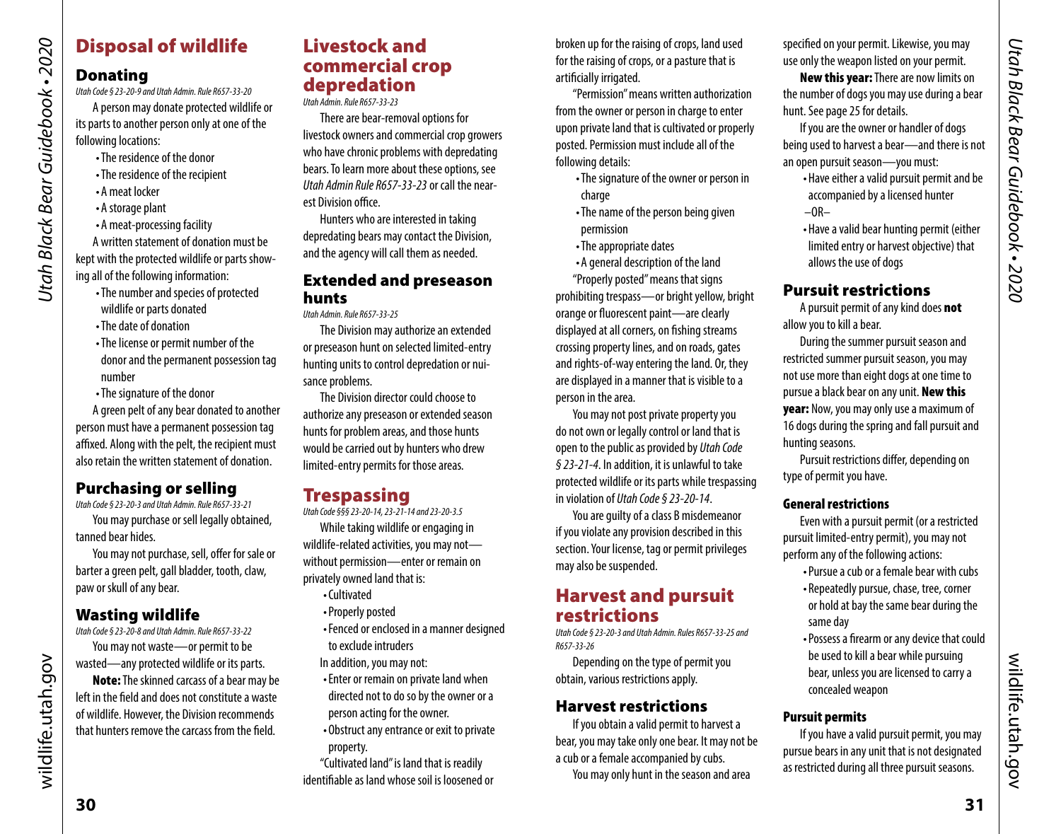## Disposal of wildlife

### Donating

*Utah Code § 23-20-9 and Utah Admin. Rule R657-33-20*

A person may donate protected wildlife or its parts to another person only at one of the following locations:

- The residence of the donor
- The residence of the recipient
- A meat locker
- A storage plant
- A meat-processing facility

A written statement of donation must be kept with the protected wildlife or parts showing all of the following information:

- The number and species of protected wildlife or parts donated
- The date of donation
- The license or permit number of the donor and the permanent possession tag number
- The signature of the donor

A green pelt of any bear donated to another person must have a permanent possession tag affixed. Along with the pelt, the recipient must also retain the written statement of donation.

### Purchasing or selling

*Utah Code § 23-20-3 and Utah Admin. Rule R657-33-21*

You may purchase or sell legally obtained, tanned bear hides.

You may not purchase, sell, offer for sale or barter a green pelt, gall bladder, tooth, claw, paw or skull of any bear.

### Wasting wildlife

*Utah Code § 23-20-8 and Utah Admin. Rule R657-33-22*

You may not waste—or permit to be wasted—any protected wildlife or its parts.

**Note:** The skinned carcass of a bear may be left in the field and does not constitute a waste of wildlife. However, the Division recommends that hunters remove the carcass from the field.

## Livestock and commercial crop depredation

*Utah Admin. Rule R657-33-23*

There are bear-removal options for livestock owners and commercial crop growers who have chronic problems with depredating bears. To learn more about these options, see *Utah Admin Rule R657-33-23* or call the nearest Division office.

Hunters who are interested in taking depredating bears may contact the Division, and the agency will call them as needed.

### Extended and preseason hunts

*Utah Admin. Rule R657-33-25*

The Division may authorize an extended or preseason hunt on selected limited-entry hunting units to control depredation or nuisance problems.

The Division director could choose to authorize any preseason or extended season hunts for problem areas, and those hunts would be carried out by hunters who drew limited-entry permits for those areas.

## Trespassing

*Utah Code §§§ 23-20-14, 23-21-14 and 23-20-3.5*

While taking wildlife or engaging in wildlife-related activities, you may not—without permission—enter or remain on privately owned land that is:

- Cultivated
- Properly posted
- Fenced or enclosed in a manner designed to exclude intruders

In addition, you may not:

- Enter or remain on private land when directed not to do so by the owner or a person acting for the owner.
- Obstruct any entrance or exit to private property.

"Cultivated land" is land that is readily identifiable as land whose soil is loosened or broken up for the raising of crops, land used for the raising of crops, or a pasture that is artificially irrigated.

"Permission" means written authorization from the owner or person in charge to enter upon private land that is cultivated or properly posted. Permission must include all of the following details:

- The signature of the owner or person in charge
- The name of the person being given permission
- The appropriate dates
- A general description of the land

"Properly posted" means that signs prohibiting trespass—or bright yellow, bright orange or fluorescent paint—are clearly displayed at all corners, on fishing streams crossing property lines, and on roads, gates and rights-of-way entering the land. Or, they are displayed in a manner that is visible to a person in the area.

You may not post private property you do not own or legally control or land that is open to the public as provided by *Utah Code § 23-21-4*. In addition, it is unlawful to take protected wildlife or its parts while trespassing in violation of *Utah Code § 23-20-14*.

You are guilty of a class B misdemeanor if you violate any provision described in this section. Your license, tag or permit privileges may also be suspended.

## Harvest and pursuit restrictions

*Utah Code § 23-20-3 and Utah Admin. Rules R657-33-25 and R657-33-26*

Depending on the type of permit you obtain, various restrictions apply.

### Harvest restrictions

If you obtain a valid permit to harvest a bear, you may take only one bear. It may not be a cub or a female accompanied by cubs.

You may only hunt in the season and area specified on your permit. Likewise, you may use only the weapon listed on your permit.

**New this year:** There are now limits on the number of dogs you may use during a bear hunt. See page 25 for details.

If you are the owner or handler of dogs being used to harvest a bear—and there is not an open pursuit season—you must:

- Have either a valid pursuit permit and be accompanied by a licensed hunter

–OR–

- Have a valid bear hunting permit (either limited entry or harvest objective) that allows the use of dogs

### Pursuit restrictions

A pursuit permit of any kind does **not** allow you to kill a bear.

During the summer pursuit season and restricted summer pursuit season, you may not use more than eight dogs at one time to pursue a black bear on any unit. **New this year:** Now, you may only use a maximum of 16 dogs during the spring and fall pursuit and hunting seasons.

Pursuit restrictions differ, depending on type of permit you have.

#### General restrictions

Even with a pursuit permit (or a restricted pursuit limited-entry permit), you may not perform any of the following actions:

- Pursue a cub or a female bear with cubs
- Repeatedly pursue, chase, tree, corner or hold at bay the same bear during the same day
- Possess a firearm or any device that could be used to kill a bear while pursuing bear, unless you are licensed to carry a concealed weapon

#### Pursuit permits

If you have a valid pursuit permit, you may pursue bears in any unit that is not designated as restricted during all three pursuit seasons.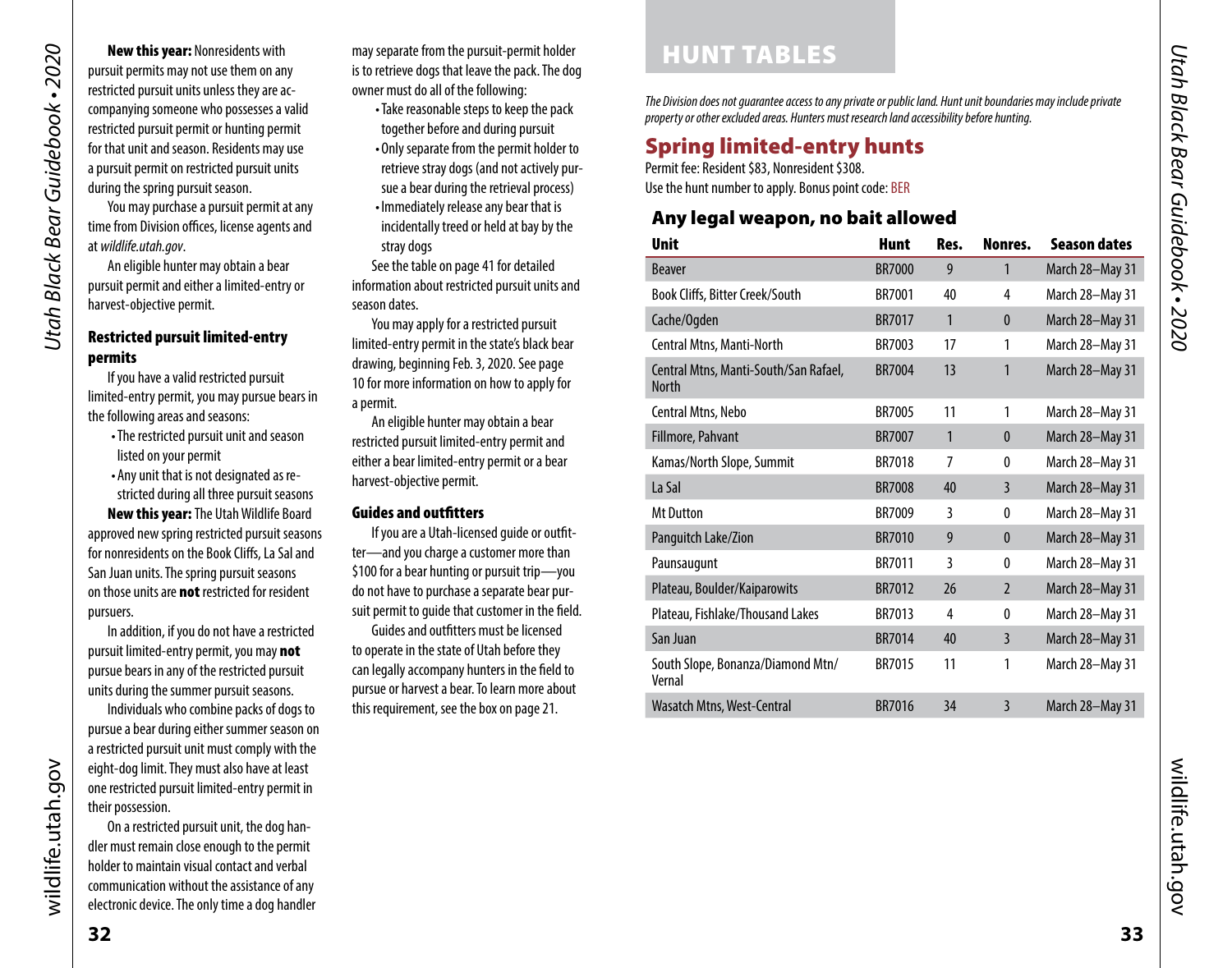**New this year:** Nonresidents with pursuit permits may not use them on any restricted pursuit units unless they are accompanying someone who possesses a valid restricted pursuit permit or hunting permit for that unit and season. Residents may use a pursuit permit on restricted pursuit units during the spring pursuit season.

You may purchase a pursuit permit at any time from Division offices, license agents and at *wildlife.utah.gov*.

An eligible hunter may obtain a bear pursuit permit and either a limited-entry or harvest-objective permit.

### Restricted pursuit limited-entry permits

If you have a valid restricted pursuit limited-entry permit, you may pursue bears in the following areas and seasons:

- The restricted pursuit unit and season listed on your permit
- Any unit that is not designated as restricted during all three pursuit seasons

**New this year:** The Utah Wildlife Board approved new spring restricted pursuit seasons for nonresidents on the Book Cliffs, La Sal and San Juan units. The spring pursuit seasons on those units are **not** restricted for resident pursuers.

In addition, if you do not have a restricted pursuit limited-entry permit, you may **not** pursue bears in any of the restricted pursuit units during the summer pursuit seasons.

Individuals who combine packs of dogs to pursue a bear during either summer season on a restricted pursuit unit must comply with the eight-dog limit. They must also have at least one restricted pursuit limited-entry permit in their possession.

On a restricted pursuit unit, the dog handler must remain close enough to the permit holder to maintain visual contact and verbal communication without the assistance of any electronic device. The only time a dog handler may separate from the pursuit-permit holder is to retrieve dogs that leave the pack. The dog owner must do all of the following:

- Take reasonable steps to keep the pack together before and during pursuit
- Only separate from the permit holder to retrieve stray dogs (and not actively pursue a bear during the retrieval process)
- Immediately release any bear that is incidentally treed or held at bay by the stray dogs

See the table on page 41 for detailed information about restricted pursuit units and season dates.

You may apply for a restricted pursuit limited-entry permit in the state's black bear drawing, beginning Feb. 3, 2020. See page 10 for more information on how to apply for a permit.

An eligible hunter may obtain a bear restricted pursuit limited-entry permit and either a bear limited-entry permit or a bear harvest-objective permit.

### Guides and outfitters

If you are a Utah-licensed guide or outfitter—and you charge a customer more than $100 for a bear hunting or pursuit trip—you do not have to purchase a separate bear pursuit permit to guide that customer in the field.

Guides and outfitters must be licensed to operate in the state of Utah before they can legally accompany hunters in the field to pursue or harvest a bear. To learn more about this requirement, see the box on page 21.

# HUNT TABLES

*The Division does not guarantee access to any private or public land. Hunt unit boundaries may include private property or other excluded areas. Hunters must research land accessibility before hunting.*

## Spring limited-entry hunts

Permit fee: Resident $83, Nonresident $308.
Use the hunt number to apply. Bonus point code: BER

### Any legal weapon, no bait allowed

| Unit | Hunt | Res. | Nonres. | Season dates |
|---|---|---|---|---|
| Beaver | BR7000 | 9 | 1 | March 28–May 31 |
| Book Cliffs, Bitter Creek/South | BR7001 | 40 | 4 | March 28–May 31 |
| Cache/Ogden | BR7017 | 1 | 0 | March 28–May 31 |
| Central Mtns, Manti-North | BR7003 | 17 | 1 | March 28–May 31 |
| Central Mtns, Manti-South/San Rafael, North | BR7004 | 13 | 1 | March 28–May 31 |
| Central Mtns, Nebo | BR7005 | 11 | 1 | March 28–May 31 |
| Fillmore, Pahvant | BR7007 | 1 | 0 | March 28–May 31 |
| Kamas/North Slope, Summit | BR7018 | 7 | 0 | March 28–May 31 |
| La Sal | BR7008 | 40 | 3 | March 28–May 31 |
| Mt Dutton | BR7009 | 3 | 0 | March 28–May 31 |
| Panguitch Lake/Zion | BR7010 | 9 | 0 | March 28–May 31 |
| Paunsaugunt | BR7011 | 3 | 0 | March 28–May 31 |
| Plateau, Boulder/Kaiparowits | BR7012 | 26 | 2 | March 28–May 31 |
| Plateau, Fishlake/Thousand Lakes | BR7013 | 4 | 0 | March 28–May 31 |
| San Juan | BR7014 | 40 | 3 | March 28–May 31 |
| South Slope, Bonanza/Diamond Mtn/Vernal | BR7015 | 11 | 1 | March 28–May 31 |
| Wasatch Mtns, West-Central | BR7016 | 34 | 3 | March 28–May 31 |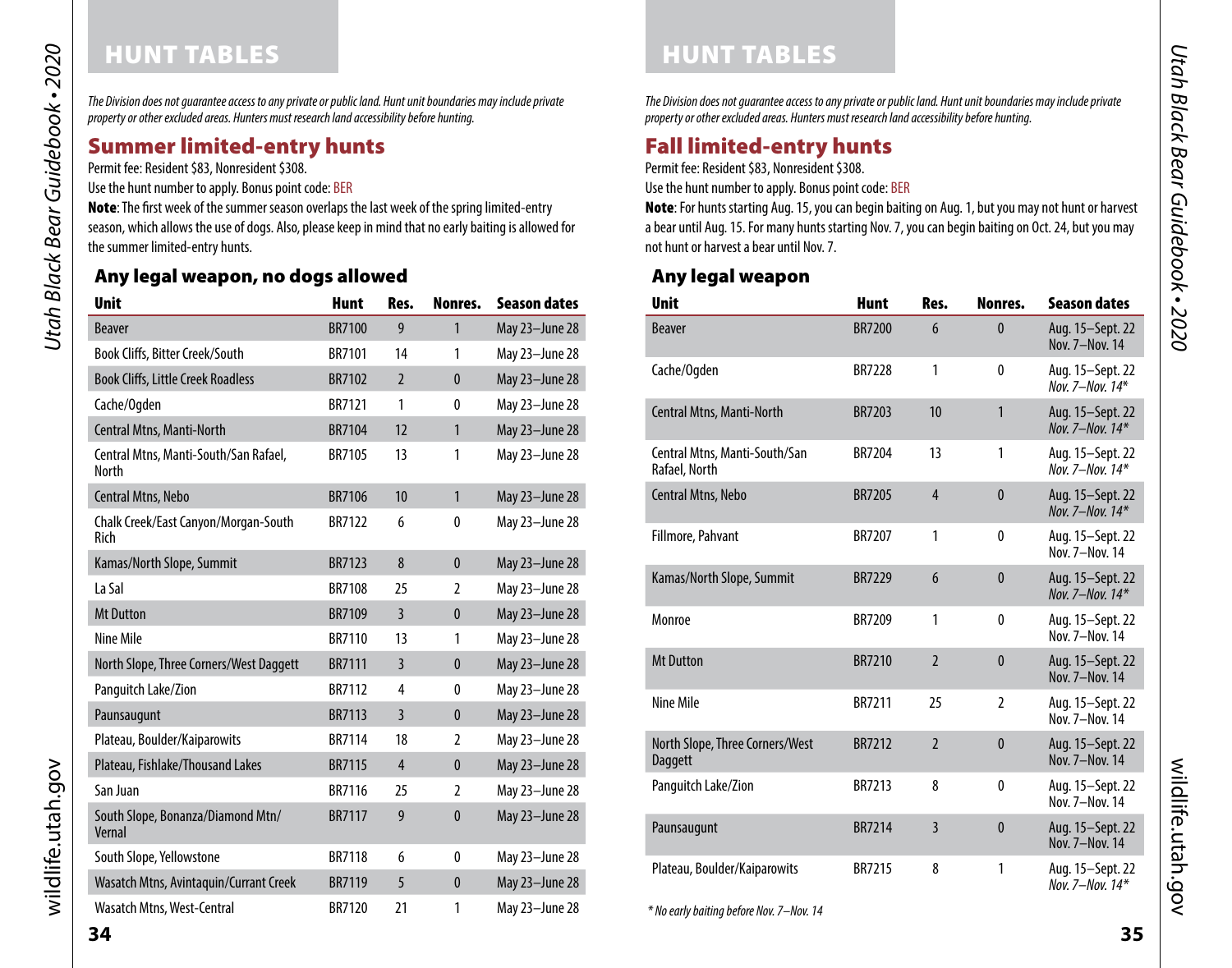# HUNT TABLES

*The Division does not guarantee access to any private or public land. Hunt unit boundaries may include private property or other excluded areas. Hunters must research land accessibility before hunting.*

## Summer limited-entry hunts

Permit fee: Resident $83, Nonresident $308.

Use the hunt number to apply. Bonus point code: BER

**Note**: The first week of the summer season overlaps the last week of the spring limited-entry season, which allows the use of dogs. Also, please keep in mind that no early baiting is allowed for the summer limited-entry hunts.

### Any legal weapon, no dogs allowed

| Unit | Hunt | Res. | Nonres. | Season dates |
|---|---|---|---|---|
| Beaver | BR7100 | 9 | 1 | May 23–June 28 |
| Book Cliffs, Bitter Creek/South | BR7101 | 14 | 1 | May 23–June 28 |
| Book Cliffs, Little Creek Roadless | BR7102 | 2 | 0 | May 23–June 28 |
| Cache/Ogden | BR7121 | 1 | 0 | May 23–June 28 |
| Central Mtns, Manti-North | BR7104 | 12 | 1 | May 23–June 28 |
| Central Mtns, Manti-South/San Rafael, North | BR7105 | 13 | 1 | May 23–June 28 |
| Central Mtns, Nebo | BR7106 | 10 | 1 | May 23–June 28 |
| Chalk Creek/East Canyon/Morgan-South Rich | BR7122 | 6 | 0 | May 23–June 28 |
| Kamas/North Slope, Summit | BR7123 | 8 | 0 | May 23–June 28 |
| La Sal | BR7108 | 25 | 2 | May 23–June 28 |
| Mt Dutton | BR7109 | 3 | 0 | May 23–June 28 |
| Nine Mile | BR7110 | 13 | 1 | May 23–June 28 |
| North Slope, Three Corners/West Daggett | BR7111 | 3 | 0 | May 23–June 28 |
| Panguitch Lake/Zion | BR7112 | 4 | 0 | May 23–June 28 |
| Paunsaugunt | BR7113 | 3 | 0 | May 23–June 28 |
| Plateau, Boulder/Kaiparowits | BR7114 | 18 | 2 | May 23–June 28 |
| Plateau, Fishlake/Thousand Lakes | BR7115 | 4 | 0 | May 23–June 28 |
| San Juan | BR7116 | 25 | 2 | May 23–June 28 |
| South Slope, Bonanza/Diamond Mtn/Vernal | BR7117 | 9 | 0 | May 23–June 28 |
| South Slope, Yellowstone | BR7118 | 6 | 0 | May 23–June 28 |
| Wasatch Mtns, Avintaquin/Currant Creek | BR7119 | 5 | 0 | May 23–June 28 |
| Wasatch Mtns, West-Central | BR7120 | 21 | 1 | May 23–June 28 |

# HUNT TABLES

*The Division does not guarantee access to any private or public land. Hunt unit boundaries may include private property or other excluded areas. Hunters must research land accessibility before hunting.*

## Fall limited-entry hunts

Permit fee: Resident $83, Nonresident $308.

Use the hunt number to apply. Bonus point code: BER

**Note**: For hunts starting Aug. 15, you can begin baiting on Aug. 1, but you may not hunt or harvest a bear until Aug. 15. For many hunts starting Nov. 7, you can begin baiting on Oct. 24, but you may not hunt or harvest a bear until Nov. 7.

### Any legal weapon

| Unit | Hunt | Res. | Nonres. | Season dates |
|---|---|---|---|---|
| Beaver | BR7200 | 6 | 0 | Aug. 15–Sept. 22<br>Nov. 7–Nov. 14 |
| Cache/Ogden | BR7228 | 1 | 0 | Aug. 15–Sept. 22<br>*Nov. 7–Nov. 14** |
| Central Mtns, Manti-North | BR7203 | 10 | 1 | Aug. 15–Sept. 22<br>*Nov. 7–Nov. 14** |
| Central Mtns, Manti-South/San Rafael, North | BR7204 | 13 | 1 | Aug. 15–Sept. 22<br>*Nov. 7–Nov. 14** |
| Central Mtns, Nebo | BR7205 | 4 | 0 | Aug. 15–Sept. 22<br>*Nov. 7–Nov. 14** |
| Fillmore, Pahvant | BR7207 | 1 | 0 | Aug. 15–Sept. 22<br>Nov. 7–Nov. 14 |
| Kamas/North Slope, Summit | BR7229 | 6 | 0 | Aug. 15–Sept. 22<br>*Nov. 7–Nov. 14** |
| Monroe | BR7209 | 1 | 0 | Aug. 15–Sept. 22<br>Nov. 7–Nov. 14 |
| Mt Dutton | BR7210 | 2 | 0 | Aug. 15–Sept. 22<br>Nov. 7–Nov. 14 |
| Nine Mile | BR7211 | 25 | 2 | Aug. 15–Sept. 22<br>Nov. 7–Nov. 14 |
| North Slope, Three Corners/West Daggett | BR7212 | 2 | 0 | Aug. 15–Sept. 22<br>Nov. 7–Nov. 14 |
| Panguitch Lake/Zion | BR7213 | 8 | 0 | Aug. 15–Sept. 22<br>Nov. 7–Nov. 14 |
| Paunsaugunt | BR7214 | 3 | 0 | Aug. 15–Sept. 22<br>Nov. 7–Nov. 14 |
| Plateau, Boulder/Kaiparowits | BR7215 | 8 | 1 | Aug. 15–Sept. 22<br>*Nov. 7–Nov. 14** |

*\* No early baiting before Nov. 7–Nov. 14*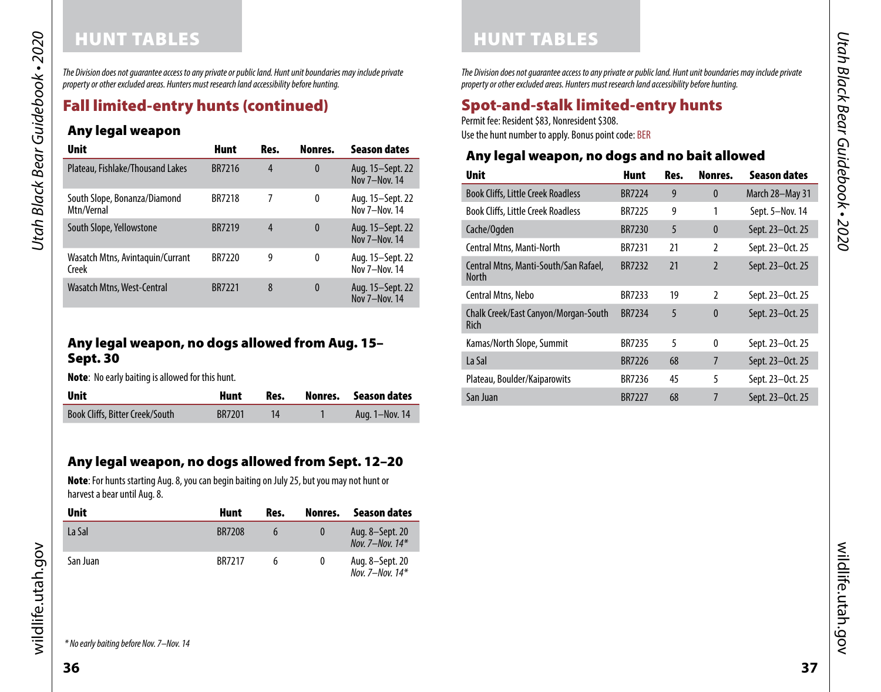# HUNT TABLES

*The Division does not guarantee access to any private or public land. Hunt unit boundaries may include private property or other excluded areas. Hunters must research land accessibility before hunting.*

## Fall limited-entry hunts (continued)

### Any legal weapon

| Unit | Hunt | Res. | Nonres. | Season dates |
|---|---|---|---|---|
| Plateau, Fishlake/Thousand Lakes | BR7216 | 4 | 0 | Aug. 15–Sept. 22 Nov 7–Nov. 14 |
| South Slope, Bonanza/Diamond Mtn/Vernal | BR7218 | 7 | 0 | Aug. 15–Sept. 22 Nov 7–Nov. 14 |
| South Slope, Yellowstone | BR7219 | 4 | 0 | Aug. 15–Sept. 22 Nov 7–Nov. 14 |
| Wasatch Mtns, Avintaquin/Currant Creek | BR7220 | 9 | 0 | Aug. 15–Sept. 22 Nov 7–Nov. 14 |
| Wasatch Mtns, West-Central | BR7221 | 8 | 0 | Aug. 15–Sept. 22 Nov 7–Nov. 14 |

### Any legal weapon, no dogs allowed from Aug. 15–Sept. 30

**Note**: No early baiting is allowed for this hunt.

| Unit | Hunt | Res. | Nonres. | Season dates |
|---|---|---|---|---|
| Book Cliffs, Bitter Creek/South | BR7201 | 14 | 1 | Aug. 1–Nov. 14 |

### Any legal weapon, no dogs allowed from Sept. 12–20

**Note**: For hunts starting Aug. 8, you can begin baiting on July 25, but you may not hunt or harvest a bear until Aug. 8.

| Unit | Hunt | Res. | Nonres. | Season dates |
|---|---|---|---|---|
| La Sal | BR7208 | 6 | 0 | Aug. 8–Sept. 20 *Nov. 7–Nov. 14** |
| San Juan | BR7217 | 6 | 0 | Aug. 8–Sept. 20 *Nov. 7–Nov. 14** |

*\* No early baiting before Nov. 7–Nov. 14*

# HUNT TABLES

*The Division does not guarantee access to any private or public land. Hunt unit boundaries may include private property or other excluded areas. Hunters must research land accessibility before hunting.*

## Spot-and-stalk limited-entry hunts

Permit fee: Resident $83, Nonresident $308.
Use the hunt number to apply. Bonus point code: BER

### Any legal weapon, no dogs and no bait allowed

| Unit | Hunt | Res. | Nonres. | Season dates |
|---|---|---|---|---|
| Book Cliffs, Little Creek Roadless | BR7224 | 9 | 0 | March 28–May 31 |
| Book Cliffs, Little Creek Roadless | BR7225 | 9 | 1 | Sept. 5–Nov. 14 |
| Cache/Ogden | BR7230 | 5 | 0 | Sept. 23–Oct. 25 |
| Central Mtns, Manti-North | BR7231 | 21 | 2 | Sept. 23–Oct. 25 |
| Central Mtns, Manti-South/San Rafael, North | BR7232 | 21 | 2 | Sept. 23–Oct. 25 |
| Central Mtns, Nebo | BR7233 | 19 | 2 | Sept. 23–Oct. 25 |
| Chalk Creek/East Canyon/Morgan-South Rich | BR7234 | 5 | 0 | Sept. 23–Oct. 25 |
| Kamas/North Slope, Summit | BR7235 | 5 | 0 | Sept. 23–Oct. 25 |
| La Sal | BR7226 | 68 | 7 | Sept. 23–Oct. 25 |
| Plateau, Boulder/Kaiparowits | BR7236 | 45 | 5 | Sept. 23–Oct. 25 |
| San Juan | BR7227 | 68 | 7 | Sept. 23–Oct. 25 |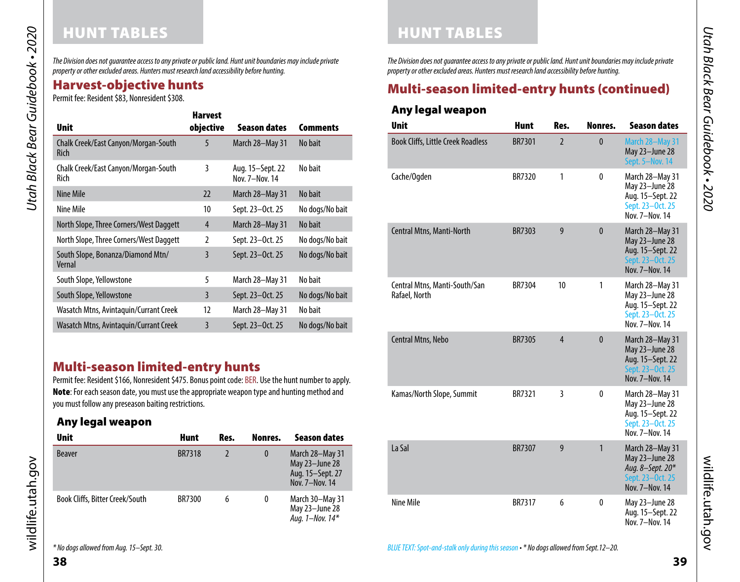# HUNT TABLES

*The Division does not guarantee access to any private or public land. Hunt unit boundaries may include private property or other excluded areas. Hunters must research land accessibility before hunting.*

## Harvest-objective hunts

Permit fee: Resident $83, Nonresident $308.

| Unit | Harvest objective | Season dates | Comments |
|---|---|---|---|
| Chalk Creek/East Canyon/Morgan-South Rich | 5 | March 28–May 31 | No bait |
| Chalk Creek/East Canyon/Morgan-South Rich | 3 | Aug. 15–Sept. 22<br>Nov. 7–Nov. 14 | No bait |
| Nine Mile | 22 | March 28–May 31 | No bait |
| Nine Mile | 10 | Sept. 23–Oct. 25 | No dogs/No bait |
| North Slope, Three Corners/West Daggett | 4 | March 28–May 31 | No bait |
| North Slope, Three Corners/West Daggett | 2 | Sept. 23–Oct. 25 | No dogs/No bait |
| South Slope, Bonanza/Diamond Mtn/ Vernal | 3 | Sept. 23–Oct. 25 | No dogs/No bait |
| South Slope, Yellowstone | 5 | March 28–May 31 | No bait |
| South Slope, Yellowstone | 3 | Sept. 23–Oct. 25 | No dogs/No bait |
| Wasatch Mtns, Avintaquin/Currant Creek | 12 | March 28–May 31 | No bait |
| Wasatch Mtns, Avintaquin/Currant Creek | 3 | Sept. 23–Oct. 25 | No dogs/No bait |

## Multi-season limited-entry hunts

Permit fee: Resident $166, Nonresident $475. Bonus point code: BER. Use the hunt number to apply. **Note**: For each season date, you must use the appropriate weapon type and hunting method and you must follow any preseason baiting restrictions.

### Any legal weapon

| Unit | Hunt | Res. | Nonres. | Season dates |
|---|---|---|---|---|
| Beaver | BR7318 | 2 | 0 | March 28–May 31<br>May 23–June 28<br>Aug. 15–Sept. 27<br>Nov. 7–Nov. 14 |
| Book Cliffs, Bitter Creek/South | BR7300 | 6 | 0 | March 30–May 31<br>May 23–June 28<br>*Aug. 1–Nov. 14** |

*\* No dogs allowed from Aug. 15–Sept. 30.*

## Multi-season limited-entry hunts (continued)

### Any legal weapon

| Unit | Hunt | Res. | Nonres. | Season dates |
|---|---|---|---|---|
| Book Cliffs, Little Creek Roadless | BR7301 | 2 | 0 | March 28–May 31<br>May 23–June 28<br>Sept. 5–Nov. 14 |
| Cache/Ogden | BR7320 | 1 | 0 | March 28–May 31<br>May 23–June 28<br>Aug. 15–Sept. 22<br>Sept. 23–Oct. 25<br>Nov. 7–Nov. 14 |
| Central Mtns, Manti-North | BR7303 | 9 | 0 | March 28–May 31<br>May 23–June 28<br>Aug. 15–Sept. 22<br>Sept. 23–Oct. 25<br>Nov. 7–Nov. 14 |
| Central Mtns, Manti-South/San Rafael, North | BR7304 | 10 | 1 | March 28–May 31<br>May 23–June 28<br>Aug. 15–Sept. 22<br>Sept. 23–Oct. 25<br>Nov. 7–Nov. 14 |
| Central Mtns, Nebo | BR7305 | 4 | 0 | March 28–May 31<br>May 23–June 28<br>Aug. 15–Sept. 22<br>Sept. 23–Oct. 25<br>Nov. 7–Nov. 14 |
| Kamas/North Slope, Summit | BR7321 | 3 | 0 | March 28–May 31<br>May 23–June 28<br>Aug. 15–Sept. 22<br>Sept. 23–Oct. 25<br>Nov. 7–Nov. 14 |
| La Sal | BR7307 | 9 | 1 | March 28–May 31<br>May 23–June 28<br>*Aug. 8–Sept. 20**<br>Sept. 23–Oct. 25<br>Nov. 7–Nov. 14 |
| Nine Mile | BR7317 | 6 | 0 | May 23–June 28<br>Aug. 15–Sept. 22<br>Nov. 7–Nov. 14 |

*BLUE TEXT: Spot-and-stalk only during this season • \* No dogs allowed from Sept.12–20.*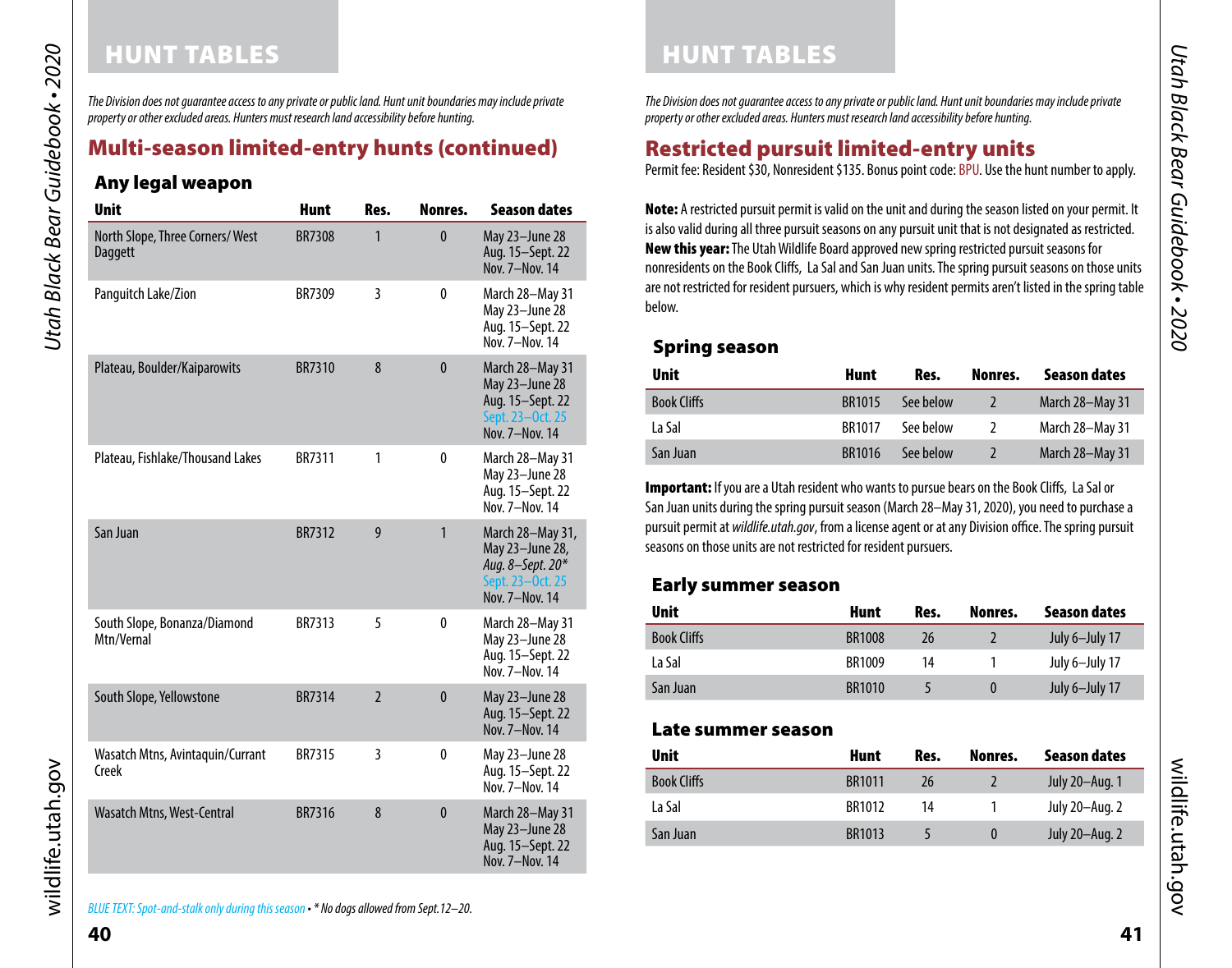# HUNT TABLES

*The Division does not guarantee access to any private or public land. Hunt unit boundaries may include private property or other excluded areas. Hunters must research land accessibility before hunting.*

## Multi-season limited-entry hunts (continued)

### Any legal weapon

| Unit | Hunt | Res. | Nonres. | Season dates |
|---|---|---|---|---|
| North Slope, Three Corners/ West Daggett | BR7308 | 1 | 0 | May 23–June 28<br>Aug. 15–Sept. 22<br>Nov. 7–Nov. 14 |
| Panguitch Lake/Zion | BR7309 | 3 | 0 | March 28–May 31<br>May 23–June 28<br>Aug. 15–Sept. 22<br>Nov. 7–Nov. 14 |
| Plateau, Boulder/Kaiparowits | BR7310 | 8 | 0 | March 28–May 31<br>May 23–June 28<br>Aug. 15–Sept. 22<br>Sept. 23–Oct. 25<br>Nov. 7–Nov. 14 |
| Plateau, Fishlake/Thousand Lakes | BR7311 | 1 | 0 | March 28–May 31<br>May 23–June 28<br>Aug. 15–Sept. 22<br>Nov. 7–Nov. 14 |
| San Juan | BR7312 | 9 | 1 | March 28–May 31,<br>May 23–June 28,<br>*Aug. 8–Sept. 20**<br>Sept. 23–Oct. 25<br>Nov. 7–Nov. 14 |
| South Slope, Bonanza/Diamond Mtn/Vernal | BR7313 | 5 | 0 | March 28–May 31<br>May 23–June 28<br>Aug. 15–Sept. 22<br>Nov. 7–Nov. 14 |
| South Slope, Yellowstone | BR7314 | 2 | 0 | May 23–June 28<br>Aug. 15–Sept. 22<br>Nov. 7–Nov. 14 |
| Wasatch Mtns, Avintaquin/Currant Creek | BR7315 | 3 | 0 | May 23–June 28<br>Aug. 15–Sept. 22<br>Nov. 7–Nov. 14 |
| Wasatch Mtns, West-Central | BR7316 | 8 | 0 | March 28–May 31<br>May 23–June 28<br>Aug. 15–Sept. 22<br>Nov. 7–Nov. 14 |

*BLUE TEXT: Spot-and-stalk only during this season • * No dogs allowed from Sept.12–20.*

# HUNT TABLES

*The Division does not guarantee access to any private or public land. Hunt unit boundaries may include private property or other excluded areas. Hunters must research land accessibility before hunting.*

## Restricted pursuit limited-entry units

Permit fee: Resident $30, Nonresident $135. Bonus point code: BPU. Use the hunt number to apply.

**Note:** A restricted pursuit permit is valid on the unit and during the season listed on your permit. It is also valid during all three pursuit seasons on any pursuit unit that is not designated as restricted. **New this year:** The Utah Wildlife Board approved new spring restricted pursuit seasons for nonresidents on the Book Cliffs, La Sal and San Juan units. The spring pursuit seasons on those units are not restricted for resident pursuers, which is why resident permits aren't listed in the spring table below.

### Spring season

| Unit | Hunt | Res. | Nonres. | Season dates |
|---|---|---|---|---|
| Book Cliffs | BR1015 | See below | 2 | March 28–May 31 |
| La Sal | BR1017 | See below | 2 | March 28–May 31 |
| San Juan | BR1016 | See below | 2 | March 28–May 31 |

**Important:** If you are a Utah resident who wants to pursue bears on the Book Cliffs, La Sal or San Juan units during the spring pursuit season (March 28–May 31, 2020), you need to purchase a pursuit permit at *wildlife.utah.gov*, from a license agent or at any Division office. The spring pursuit seasons on those units are not restricted for resident pursuers.

### Early summer season

| Unit | Hunt | Res. | Nonres. | Season dates |
|---|---|---|---|---|
| Book Cliffs | BR1008 | 26 | 2 | July 6–July 17 |
| La Sal | BR1009 | 14 | 1 | July 6–July 17 |
| San Juan | BR1010 | 5 | 0 | July 6–July 17 |

### Late summer season

| Unit | Hunt | Res. | Nonres. | Season dates |
|---|---|---|---|---|
| Book Cliffs | BR1011 | 26 | 2 | July 20–Aug. 1 |
| La Sal | BR1012 | 14 | 1 | July 20–Aug. 2 |
| San Juan | BR1013 | 5 | 0 | July 20–Aug. 2 |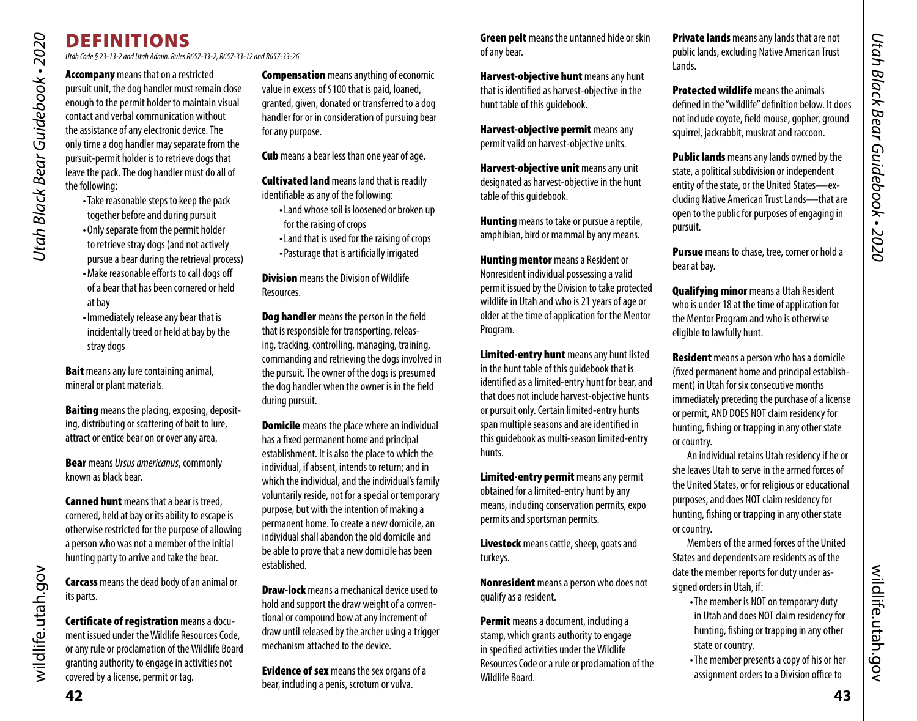# DEFINITIONS

*Utah Code § 23-13-2 and Utah Admin. Rules R657-33-2, R657-33-12 and R657-33-26*

**Accompany** means that on a restricted pursuit unit, the dog handler must remain close enough to the permit holder to maintain visual contact and verbal communication without the assistance of any electronic device. The only time a dog handler may separate from the pursuit-permit holder is to retrieve dogs that leave the pack. The dog handler must do all of the following:

- Take reasonable steps to keep the pack together before and during pursuit
- Only separate from the permit holder to retrieve stray dogs (and not actively pursue a bear during the retrieval process)
- Make reasonable efforts to call dogs off of a bear that has been cornered or held at bay
- Immediately release any bear that is incidentally treed or held at bay by the stray dogs

**Bait** means any lure containing animal, mineral or plant materials.

**Baiting** means the placing, exposing, depositing, distributing or scattering of bait to lure, attract or entice bear on or over any area.

**Bear** means *Ursus americanus*, commonly known as black bear.

**Canned hunt** means that a bear is treed, cornered, held at bay or its ability to escape is otherwise restricted for the purpose of allowing a person who was not a member of the initial hunting party to arrive and take the bear.

**Carcass** means the dead body of an animal or its parts.

**Certificate of registration** means a document issued under the Wildlife Resources Code, or any rule or proclamation of the Wildlife Board granting authority to engage in activities not covered by a license, permit or tag.

**Compensation** means anything of economic value in excess of $100 that is paid, loaned, granted, given, donated or transferred to a dog handler for or in consideration of pursuing bear for any purpose.

**Cub** means a bear less than one year of age.

**Cultivated land** means land that is readily identifiable as any of the following:

- Land whose soil is loosened or broken up for the raising of crops
- Land that is used for the raising of crops
- Pasturage that is artificially irrigated

**Division** means the Division of Wildlife Resources.

**Dog handler** means the person in the field that is responsible for transporting, releasing, tracking, controlling, managing, training, commanding and retrieving the dogs involved in the pursuit. The owner of the dogs is presumed the dog handler when the owner is in the field during pursuit.

**Domicile** means the place where an individual has a fixed permanent home and principal establishment. It is also the place to which the individual, if absent, intends to return; and in which the individual, and the individual's family voluntarily reside, not for a special or temporary purpose, but with the intention of making a permanent home. To create a new domicile, an individual shall abandon the old domicile and be able to prove that a new domicile has been established.

**Draw-lock** means a mechanical device used to hold and support the draw weight of a conventional or compound bow at any increment of draw until released by the archer using a trigger mechanism attached to the device.

**Evidence of sex** means the sex organs of a bear, including a penis, scrotum or vulva.

**Green pelt** means the untanned hide or skin of any bear.

**Harvest-objective hunt** means any hunt that is identified as harvest-objective in the hunt table of this guidebook.

**Harvest-objective permit** means any permit valid on harvest-objective units.

**Harvest-objective unit** means any unit designated as harvest-objective in the hunt table of this guidebook.

**Hunting** means to take or pursue a reptile, amphibian, bird or mammal by any means.

**Hunting mentor** means a Resident or Nonresident individual possessing a valid permit issued by the Division to take protected wildlife in Utah and who is 21 years of age or older at the time of application for the Mentor Program.

**Limited-entry hunt** means any hunt listed in the hunt table of this guidebook that is identified as a limited-entry hunt for bear, and that does not include harvest-objective hunts or pursuit only. Certain limited-entry hunts span multiple seasons and are identified in this guidebook as multi-season limited-entry hunts.

**Limited-entry permit** means any permit obtained for a limited-entry hunt by any means, including conservation permits, expo permits and sportsman permits.

**Livestock** means cattle, sheep, goats and turkeys.

**Nonresident** means a person who does not qualify as a resident.

**Permit** means a document, including a stamp, which grants authority to engage in specified activities under the Wildlife Resources Code or a rule or proclamation of the Wildlife Board.

**Private lands** means any lands that are not public lands, excluding Native American Trust Lands.

**Protected wildlife** means the animals defined in the "wildlife" definition below. It does not include coyote, field mouse, gopher, ground squirrel, jackrabbit, muskrat and raccoon.

**Public lands** means any lands owned by the state, a political subdivision or independent entity of the state, or the United States—excluding Native American Trust Lands—that are open to the public for purposes of engaging in pursuit.

**Pursue** means to chase, tree, corner or hold a bear at bay.

**Qualifying minor** means a Utah Resident who is under 18 at the time of application for the Mentor Program and who is otherwise eligible to lawfully hunt.

**Resident** means a person who has a domicile (fixed permanent home and principal establishment) in Utah for six consecutive months immediately preceding the purchase of a license or permit, AND DOES NOT claim residency for hunting, fishing or trapping in any other state or country.

An individual retains Utah residency if he or she leaves Utah to serve in the armed forces of the United States, or for religious or educational purposes, and does NOT claim residency for hunting, fishing or trapping in any other state or country.

Members of the armed forces of the United States and dependents are residents as of the date the member reports for duty under assigned orders in Utah, if:

- The member is NOT on temporary duty in Utah and does NOT claim residency for hunting, fishing or trapping in any other state or country.
- The member presents a copy of his or her assignment orders to a Division office to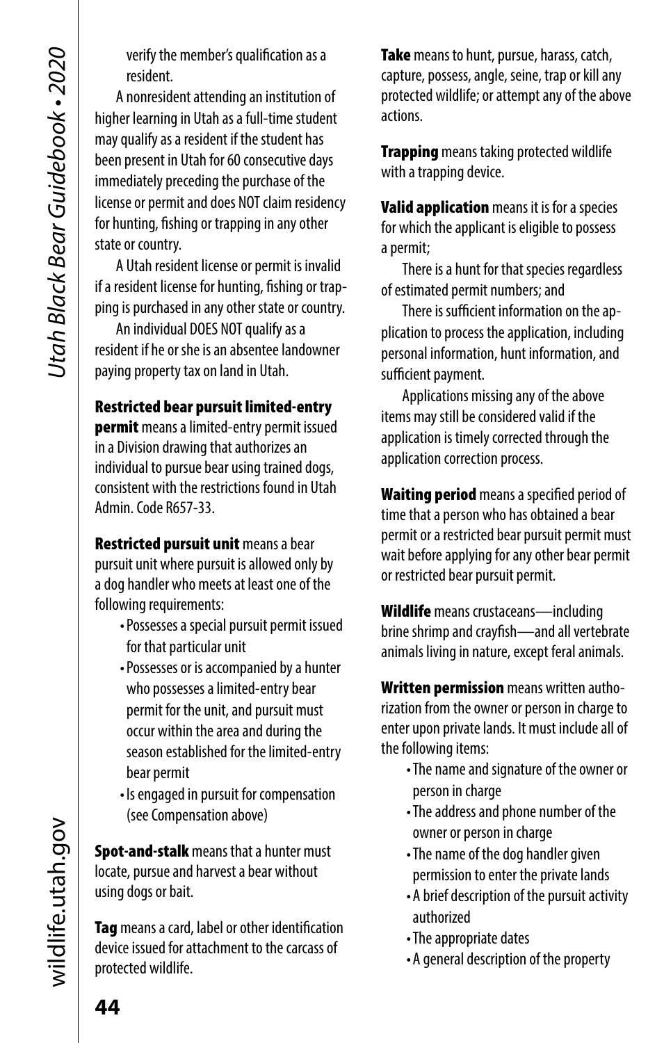verify the member's qualification as a resident.

A nonresident attending an institution of higher learning in Utah as a full-time student may qualify as a resident if the student has been present in Utah for 60 consecutive days immediately preceding the purchase of the license or permit and does NOT claim residency for hunting, fishing or trapping in any other state or country.

A Utah resident license or permit is invalid if a resident license for hunting, fishing or trapping is purchased in any other state or country.

An individual DOES NOT qualify as a resident if he or she is an absentee landowner paying property tax on land in Utah.

**Restricted bear pursuit limited-entry permit** means a limited-entry permit issued in a Division drawing that authorizes an individual to pursue bear using trained dogs, consistent with the restrictions found in Utah Admin. Code R657-33.

**Restricted pursuit unit** means a bear pursuit unit where pursuit is allowed only by a dog handler who meets at least one of the following requirements:

- Possesses a special pursuit permit issued for that particular unit
- Possesses or is accompanied by a hunter who possesses a limited-entry bear permit for the unit, and pursuit must occur within the area and during the season established for the limited-entry bear permit
- Is engaged in pursuit for compensation (see Compensation above)

**Spot-and-stalk** means that a hunter must locate, pursue and harvest a bear without using dogs or bait.

**Tag** means a card, label or other identification device issued for attachment to the carcass of protected wildlife.

**Take** means to hunt, pursue, harass, catch, capture, possess, angle, seine, trap or kill any protected wildlife; or attempt any of the above actions.

**Trapping** means taking protected wildlife with a trapping device.

**Valid application** means it is for a species for which the applicant is eligible to possess a permit;

There is a hunt for that species regardless of estimated permit numbers; and

There is sufficient information on the application to process the application, including personal information, hunt information, and sufficient payment.

Applications missing any of the above items may still be considered valid if the application is timely corrected through the application correction process.

**Waiting period** means a specified period of time that a person who has obtained a bear permit or a restricted bear pursuit permit must wait before applying for any other bear permit or restricted bear pursuit permit.

**Wildlife** means crustaceans—including brine shrimp and crayfish—and all vertebrate animals living in nature, except feral animals.

**Written permission** means written authorization from the owner or person in charge to enter upon private lands. It must include all of the following items:

- The name and signature of the owner or person in charge
- The address and phone number of the owner or person in charge
- The name of the dog handler given permission to enter the private lands
- A brief description of the pursuit activity authorized
- The appropriate dates
- A general description of the property